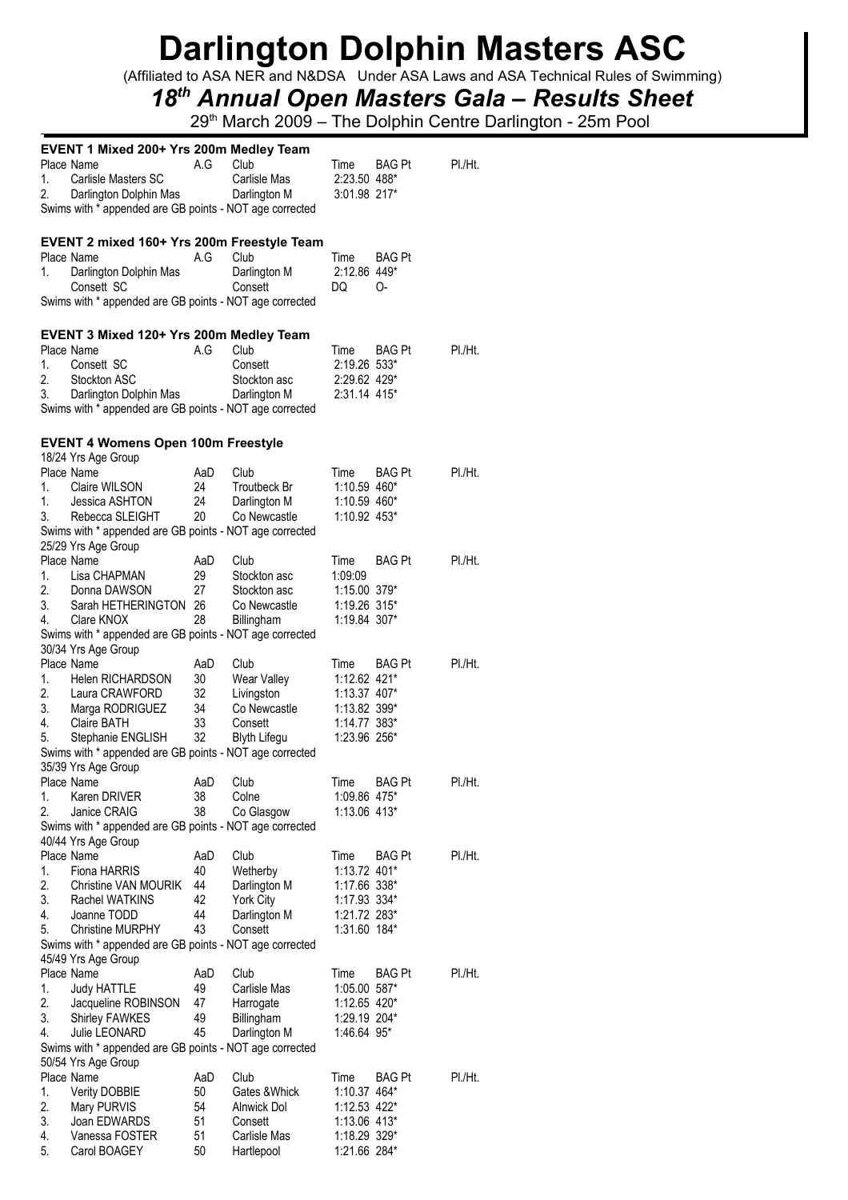# Darlington Dolphin Masters ASC

(Affiliated to ASA NER and N&DSA Under ASA Laws and ASA Technical Rules of Swimming)

## *18th Annual Open Masters Gala – Results Sheet*

29th March 2009 – The Dolphin Centre Darlington - 25m Pool

### EVENT 1 Mixed 200+ Yrs 200m Medley Team

| Place | Name | A.G | Club | Time | BAG Pt | Pl./Ht. |
|---|---|---|---|---|---|---|
| 1. | Carlisle Masters SC | | Carlisle Mas | 2:23.50 | 488* | |
| 2. | Darlington Dolphin Mas | | Darlington M | 3:01.98 | 217* | |

Swims with * appended are GB points - NOT age corrected

### EVENT 2 mixed 160+ Yrs 200m Freestyle Team

| Place | Name | A.G | Club | Time | BAG Pt |
|---|---|---|---|---|---|
| 1. | Darlington Dolphin Mas | | Darlington M | 2:12.86 | 449* |
| | Consett SC | | Consett | DQ | O- |

Swims with * appended are GB points - NOT age corrected

### EVENT 3 Mixed 120+ Yrs 200m Medley Team

| Place | Name | A.G | Club | Time | BAG Pt | Pl./Ht. |
|---|---|---|---|---|---|---|
| 1. | Consett SC | | Consett | 2:19.26 | 533* | |
| 2. | Stockton ASC | | Stockton asc | 2:29.62 | 429* | |
| 3. | Darlington Dolphin Mas | | Darlington M | 2:31.14 | 415* | |

Swims with * appended are GB points - NOT age corrected

### EVENT 4 Womens Open 100m Freestyle

18/24 Yrs Age Group

| Place | Name | AaD | Club | Time | BAG Pt | Pl./Ht. |
|---|---|---|---|---|---|---|
| 1. | Claire WILSON | 24 | Troutbeck Br | 1:10.59 | 460* | |
| 1. | Jessica ASHTON | 24 | Darlington M | 1:10.59 | 460* | |
| 3. | Rebecca SLEIGHT | 20 | Co Newcastle | 1:10.92 | 453* | |

Swims with * appended are GB points - NOT age corrected

25/29 Yrs Age Group

| Place | Name | AaD | Club | Time | BAG Pt | Pl./Ht. |
|---|---|---|---|---|---|---|
| 1. | Lisa CHAPMAN | 29 | Stockton asc | 1:09.09 | | |
| 2. | Donna DAWSON | 27 | Stockton asc | 1:15.00 | 379* | |
| 3. | Sarah HETHERINGTON | 26 | Co Newcastle | 1:19.26 | 315* | |
| 4. | Clare KNOX | 28 | Billingham | 1:19.84 | 307* | |

Swims with * appended are GB points - NOT age corrected

30/34 Yrs Age Group

| Place | Name | AaD | Club | Time | BAG Pt | Pl./Ht. |
|---|---|---|---|---|---|---|
| 1. | Helen RICHARDSON | 30 | Wear Valley | 1:12.62 | 421* | |
| 2. | Laura CRAWFORD | 32 | Livingston | 1:13.37 | 407* | |
| 3. | Marga RODRIGUEZ | 34 | Co Newcastle | 1:13.82 | 399* | |
| 4. | Claire BATH | 33 | Consett | 1:14.77 | 383* | |
| 5. | Stephanie ENGLISH | 32 | Blyth Lifegu | 1:23.96 | 256* | |

Swims with * appended are GB points - NOT age corrected

35/39 Yrs Age Group

| Place | Name | AaD | Club | Time | BAG Pt | Pl./Ht. |
|---|---|---|---|---|---|---|
| 1. | Karen DRIVER | 38 | Colne | 1:09.86 | 475* | |
| 2. | Janice CRAIG | 38 | Co Glasgow | 1:13.06 | 413* | |

Swims with * appended are GB points - NOT age corrected

40/44 Yrs Age Group

| Place | Name | AaD | Club | Time | BAG Pt | Pl./Ht. |
|---|---|---|---|---|---|---|
| 1. | Fiona HARRIS | 40 | Wetherby | 1:13.72 | 401* | |
| 2. | Christine VAN MOURIK | 44 | Darlington M | 1:17.66 | 338* | |
| 3. | Rachel WATKINS | 42 | York City | 1:17.93 | 334* | |
| 4. | Joanne TODD | 44 | Darlington M | 1:21.72 | 283* | |
| 5. | Christine MURPHY | 43 | Consett | 1:31.60 | 184* | |

Swims with * appended are GB points - NOT age corrected

45/49 Yrs Age Group

| Place | Name | AaD | Club | Time | BAG Pt | Pl./Ht. |
|---|---|---|---|---|---|---|
| 1. | Judy HATTLE | 49 | Carlisle Mas | 1:05.00 | 587* | |
| 2. | Jacqueline ROBINSON | 47 | Harrogate | 1:12.65 | 420* | |
| 3. | Shirley FAWKES | 49 | Billingham | 1:29.19 | 204* | |
| 4. | Julie LEONARD | 45 | Darlington M | 1:46.64 | 95* | |

Swims with * appended are GB points - NOT age corrected

50/54 Yrs Age Group

| Place | Name | AaD | Club | Time | BAG Pt | Pl./Ht. |
|---|---|---|---|---|---|---|
| 1. | Verity DOBBIE | 50 | Gates &Whick | 1:10.37 | 464* | |
| 2. | Mary PURVIS | 54 | Alnwick Dol | 1:12.53 | 422* | |
| 3. | Joan EDWARDS | 51 | Consett | 1:13.06 | 413* | |
| 4. | Vanessa FOSTER | 51 | Carlisle Mas | 1:18.29 | 329* | |
| 5. | Carol BOAGEY | 50 | Hartlepool | 1:21.66 | 284* | |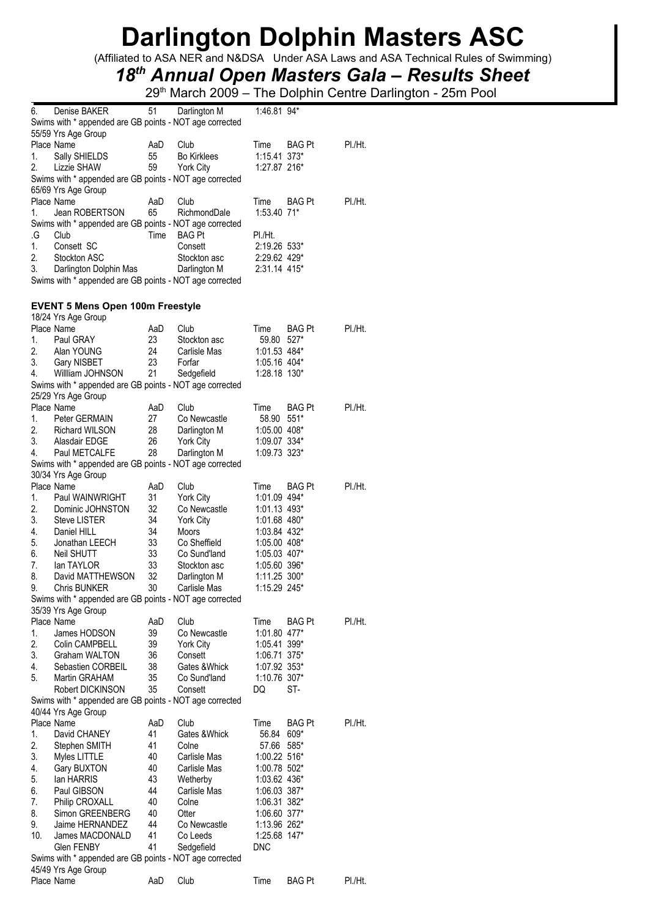# Darlington Dolphin Masters ASC

(Affiliated to ASA NER and N&DSA Under ASA Laws and ASA Technical Rules of Swimming)

## *18th Annual Open Masters Gala – Results Sheet*

29th March 2009 – The Dolphin Centre Darlington - 25m Pool

| Place | Name | AaD | Club | Time | BAG Pt | Pl./Ht. |
|---|---|---|---|---|---|---|
| 6. | Denise BAKER | 51 | Darlington M | 1:46.81 | 94* | |

Swims with * appended are GB points - NOT age corrected

55/59 Yrs Age Group

| Place | Name | AaD | Club | Time | BAG Pt | Pl./Ht. |
|---|---|---|---|---|---|---|
| 1. | Sally SHIELDS | 55 | Bo Kirklees | 1:15.41 | 373* | |
| 2. | Lizzie SHAW | 59 | York City | 1:27.87 | 216* | |

Swims with * appended are GB points - NOT age corrected

65/69 Yrs Age Group

| Place | Name | AaD | Club | Time | BAG Pt | Pl./Ht. |
|---|---|---|---|---|---|---|
| 1. | Jean ROBERTSON | 65 | RichmondDale | 1:53.40 | 71* | |

Swims with * appended are GB points - NOT age corrected

| .G | Club | Time | BAG Pt | Pl./Ht. | | |
|---|---|---|---|---|---|---|
| 1. | Consett SC | | Consett | 2:19.26 | 533* | |
| 2. | Stockton ASC | | Stockton asc | 2:29.62 | 429* | |
| 3. | Darlington Dolphin Mas | | Darlington M | 2:31.14 | 415* | |

Swims with * appended are GB points - NOT age corrected

### EVENT 5 Mens Open 100m Freestyle

18/24 Yrs Age Group

| Place | Name | AaD | Club | Time | BAG Pt | Pl./Ht. |
|---|---|---|---|---|---|---|
| 1. | Paul GRAY | 23 | Stockton asc | 59.80 | 527* | |
| 2. | Alan YOUNG | 24 | Carlisle Mas | 1:01.53 | 484* | |
| 3. | Gary NISBET | 23 | Forfar | 1:05.16 | 404* | |
| 4. | Willliam JOHNSON | 21 | Sedgefield | 1:28.18 | 130* | |

Swims with * appended are GB points - NOT age corrected

25/29 Yrs Age Group

| Place | Name | AaD | Club | Time | BAG Pt | Pl./Ht. |
|---|---|---|---|---|---|---|
| 1. | Peter GERMAIN | 27 | Co Newcastle | 58.90 | 551* | |
| 2. | Richard WILSON | 28 | Darlington M | 1:05.00 | 408* | |
| 3. | Alasdair EDGE | 26 | York City | 1:09.07 | 334* | |
| 4. | Paul METCALFE | 28 | Darlington M | 1:09.73 | 323* | |

Swims with * appended are GB points - NOT age corrected

30/34 Yrs Age Group

| Place | Name | AaD | Club | Time | BAG Pt | Pl./Ht. |
|---|---|---|---|---|---|---|
| 1. | Paul WAINWRIGHT | 31 | York City | 1:01.09 | 494* | |
| 2. | Dominic JOHNSTON | 32 | Co Newcastle | 1:01.13 | 493* | |
| 3. | Steve LISTER | 34 | York City | 1:01.68 | 480* | |
| 4. | Daniel HILL | 34 | Moors | 1:03.84 | 432* | |
| 5. | Jonathan LEECH | 33 | Co Sheffield | 1:05.00 | 408* | |
| 6. | Neil SHUTT | 33 | Co Sund'land | 1:05.03 | 407* | |
| 7. | Ian TAYLOR | 33 | Stockton asc | 1:05.60 | 396* | |
| 8. | David MATTHEWSON | 32 | Darlington M | 1:11.25 | 300* | |
| 9. | Chris BUNKER | 30 | Carlisle Mas | 1:15.29 | 245* | |

Swims with * appended are GB points - NOT age corrected

35/39 Yrs Age Group

| Place | Name | AaD | Club | Time | BAG Pt | Pl./Ht. |
|---|---|---|---|---|---|---|
| 1. | James HODSON | 39 | Co Newcastle | 1:01.80 | 477* | |
| 2. | Colin CAMPBELL | 39 | York City | 1:05.41 | 399* | |
| 3. | Graham WALTON | 36 | Consett | 1:06.71 | 375* | |
| 4. | Sebastien CORBEIL | 38 | Gates &Whick | 1:07.92 | 353* | |
| 5. | Martin GRAHAM | 35 | Co Sund'land | 1:10.76 | 307* | |
| | Robert DICKINSON | 35 | Consett | DQ | ST- | |

Swims with * appended are GB points - NOT age corrected

40/44 Yrs Age Group

| Place | Name | AaD | Club | Time | BAG Pt | Pl./Ht. |
|---|---|---|---|---|---|---|
| 1. | David CHANEY | 41 | Gates &Whick | 56.84 | 609* | |
| 2. | Stephen SMITH | 41 | Colne | 57.66 | 585* | |
| 3. | Myles LITTLE | 40 | Carlisle Mas | 1:00.22 | 516* | |
| 4. | Gary BUXTON | 40 | Carlisle Mas | 1:00.78 | 502* | |
| 5. | Ian HARRIS | 43 | Wetherby | 1:03.62 | 436* | |
| 6. | Paul GIBSON | 44 | Carlisle Mas | 1:06.03 | 387* | |
| 7. | Philip CROXALL | 40 | Colne | 1:06.31 | 382* | |
| 8. | Simon GREENBERG | 40 | Otter | 1:06.60 | 377* | |
| 9. | Jaime HERNANDEZ | 44 | Co Newcastle | 1:13.96 | 262* | |
| 10. | James MACDONALD | 41 | Co Leeds | 1:25.68 | 147* | |
| | Glen FENBY | 41 | Sedgefield | DNC | | |

Swims with * appended are GB points - NOT age corrected

45/49 Yrs Age Group

| Place | Name | AaD | Club | Time | BAG Pt | Pl./Ht. |
|---|---|---|---|---|---|---|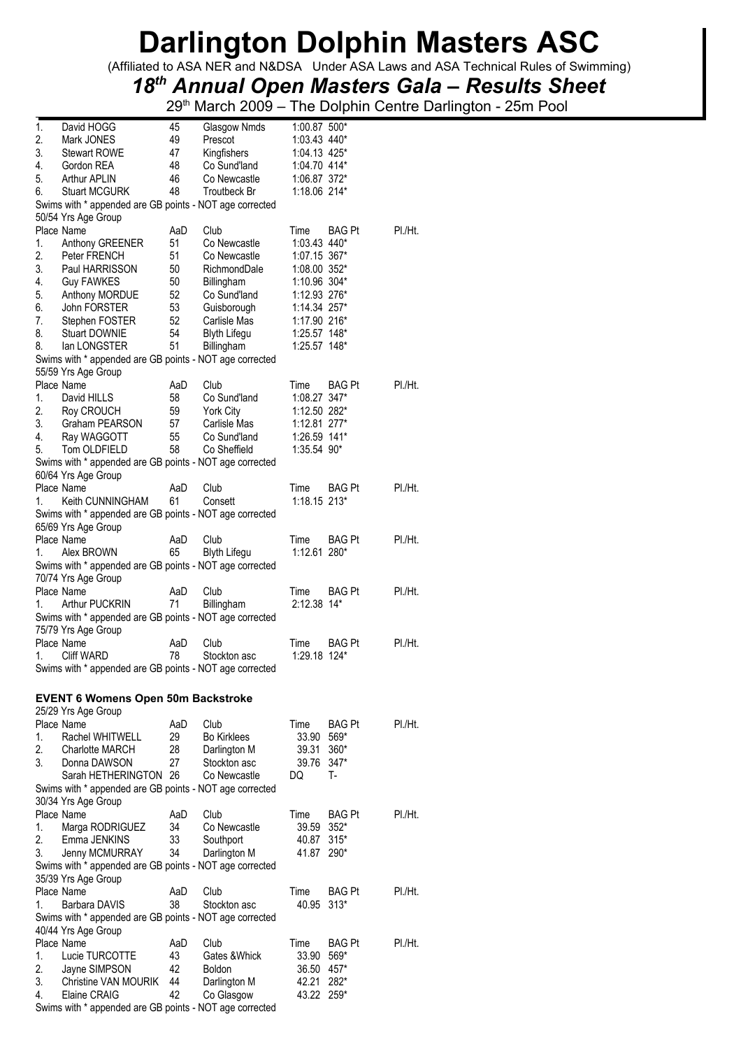# Darlington Dolphin Masters ASC

(Affiliated to ASA NER and N&DSA Under ASA Laws and ASA Technical Rules of Swimming)

## *18th Annual Open Masters Gala – Results Sheet*

29th March 2009 – The Dolphin Centre Darlington - 25m Pool

| Place | Name | AaD | Club | Time | BAG Pt | Pl./Ht. |
|---|---|---|---|---|---|---|
| 1. | David HOGG | 45 | Glasgow Nmds | 1:00.87 | 500* | |
| 2. | Mark JONES | 49 | Prescot | 1:03.43 | 440* | |
| 3. | Stewart ROWE | 47 | Kingfishers | 1:04.13 | 425* | |
| 4. | Gordon REA | 48 | Co Sund'land | 1:04.70 | 414* | |
| 5. | Arthur APLIN | 46 | Co Newcastle | 1:06.87 | 372* | |
| 6. | Stuart MCGURK | 48 | Troutbeck Br | 1:18.06 | 214* | |

Swims with * appended are GB points - NOT age corrected

50/54 Yrs Age Group

| Place | Name | AaD | Club | Time | BAG Pt | Pl./Ht. |
|---|---|---|---|---|---|---|
| 1. | Anthony GREENER | 51 | Co Newcastle | 1:03.43 | 440* | |
| 2. | Peter FRENCH | 51 | Co Newcastle | 1:07.15 | 367* | |
| 3. | Paul HARRISSON | 50 | RichmondDale | 1:08.00 | 352* | |
| 4. | Guy FAWKES | 50 | Billingham | 1:10.96 | 304* | |
| 5. | Anthony MORDUE | 52 | Co Sund'land | 1:12.93 | 276* | |
| 6. | John FORSTER | 53 | Guisborough | 1:14.34 | 257* | |
| 7. | Stephen FOSTER | 52 | Carlisle Mas | 1:17.90 | 216* | |
| 8. | Stuart DOWNIE | 54 | Blyth Lifegu | 1:25.57 | 148* | |
| 8. | Ian LONGSTER | 51 | Billingham | 1:25.57 | 148* | |

Swims with * appended are GB points - NOT age corrected

55/59 Yrs Age Group

| Place | Name | AaD | Club | Time | BAG Pt | Pl./Ht. |
|---|---|---|---|---|---|---|
| 1. | David HILLS | 58 | Co Sund'land | 1:08.27 | 347* | |
| 2. | Roy CROUCH | 59 | York City | 1:12.50 | 282* | |
| 3. | Graham PEARSON | 57 | Carlisle Mas | 1:12.81 | 277* | |
| 4. | Ray WAGGOTT | 55 | Co Sund'land | 1:26.59 | 141* | |
| 5. | Tom OLDFIELD | 58 | Co Sheffield | 1:35.54 | 90* | |

Swims with * appended are GB points - NOT age corrected

60/64 Yrs Age Group

| Place | Name | AaD | Club | Time | BAG Pt | Pl./Ht. |
|---|---|---|---|---|---|---|
| 1. | Keith CUNNINGHAM | 61 | Consett | 1:18.15 | 213* | |

Swims with * appended are GB points - NOT age corrected

65/69 Yrs Age Group

| Place | Name | AaD | Club | Time | BAG Pt | Pl./Ht. |
|---|---|---|---|---|---|---|
| 1. | Alex BROWN | 65 | Blyth Lifegu | 1:12.61 | 280* | |

Swims with * appended are GB points - NOT age corrected

70/74 Yrs Age Group

| Place | Name | AaD | Club | Time | BAG Pt | Pl./Ht. |
|---|---|---|---|---|---|---|
| 1. | Arthur PUCKRIN | 71 | Billingham | 2:12.38 | 14* | |

Swims with * appended are GB points - NOT age corrected

75/79 Yrs Age Group

| Place | Name | AaD | Club | Time | BAG Pt | Pl./Ht. |
|---|---|---|---|---|---|---|
| 1. | Cliff WARD | 78 | Stockton asc | 1:29.18 | 124* | |

Swims with * appended are GB points - NOT age corrected

### EVENT 6 Womens Open 50m Backstroke

25/29 Yrs Age Group

| Place | Name | AaD | Club | Time | BAG Pt | Pl./Ht. |
|---|---|---|---|---|---|---|
| 1. | Rachel WHITWELL | 29 | Bo Kirklees | 33.90 | 569* | |
| 2. | Charlotte MARCH | 28 | Darlington M | 39.31 | 360* | |
| 3. | Donna DAWSON | 27 | Stockton asc | 39.76 | 347* | |
| | Sarah HETHERINGTON | 26 | Co Newcastle | DQ | T- | |

Swims with * appended are GB points - NOT age corrected

30/34 Yrs Age Group

| Place | Name | AaD | Club | Time | BAG Pt | Pl./Ht. |
|---|---|---|---|---|---|---|
| 1. | Marga RODRIGUEZ | 34 | Co Newcastle | 39.59 | 352* | |
| 2. | Emma JENKINS | 33 | Southport | 40.87 | 315* | |
| 3. | Jenny MCMURRAY | 34 | Darlington M | 41.87 | 290* | |

Swims with * appended are GB points - NOT age corrected

35/39 Yrs Age Group

| Place | Name | AaD | Club | Time | BAG Pt | Pl./Ht. |
|---|---|---|---|---|---|---|
| 1. | Barbara DAVIS | 38 | Stockton asc | 40.95 | 313* | |

Swims with * appended are GB points - NOT age corrected

40/44 Yrs Age Group

| Place | Name | AaD | Club | Time | BAG Pt | Pl./Ht. |
|---|---|---|---|---|---|---|
| 1. | Lucie TURCOTTE | 43 | Gates &Whick | 33.90 | 569* | |
| 2. | Jayne SIMPSON | 42 | Boldon | 36.50 | 457* | |
| 3. | Christine VAN MOURIK | 44 | Darlington M | 42.21 | 282* | |
| 4. | Elaine CRAIG | 42 | Co Glasgow | 43.22 | 259* | |

Swims with * appended are GB points - NOT age corrected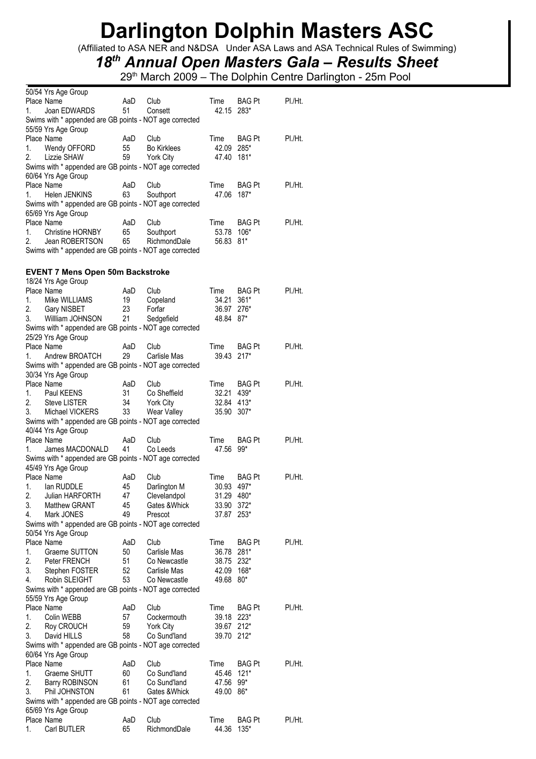# Darlington Dolphin Masters ASC

(Affiliated to ASA NER and N&DSA Under ASA Laws and ASA Technical Rules of Swimming)

## *18th Annual Open Masters Gala – Results Sheet*

29th March 2009 – The Dolphin Centre Darlington - 25m Pool

50/54 Yrs Age Group

| Place | Name | AaD | Club | Time | BAG Pt | Pl./Ht. |
|---|---|---|---|---|---|---|
| 1. | Joan EDWARDS | 51 | Consett | 42.15 | 283* | |

Swims with * appended are GB points - NOT age corrected

55/59 Yrs Age Group

| Place | Name | AaD | Club | Time | BAG Pt | Pl./Ht. |
|---|---|---|---|---|---|---|
| 1. | Wendy OFFORD | 55 | Bo Kirklees | 42.09 | 285* | |
| 2. | Lizzie SHAW | 59 | York City | 47.40 | 181* | |

Swims with * appended are GB points - NOT age corrected

60/64 Yrs Age Group

| Place | Name | AaD | Club | Time | BAG Pt | Pl./Ht. |
|---|---|---|---|---|---|---|
| 1. | Helen JENKINS | 63 | Southport | 47.06 | 187* | |

Swims with * appended are GB points - NOT age corrected

65/69 Yrs Age Group

| Place | Name | AaD | Club | Time | BAG Pt | Pl./Ht. |
|---|---|---|---|---|---|---|
| 1. | Christine HORNBY | 65 | Southport | 53.78 | 106* | |
| 2. | Jean ROBERTSON | 65 | RichmondDale | 56.83 | 81* | |

Swims with * appended are GB points - NOT age corrected

### EVENT 7 Mens Open 50m Backstroke

18/24 Yrs Age Group

| Place | Name | AaD | Club | Time | BAG Pt | Pl./Ht. |
|---|---|---|---|---|---|---|
| 1. | Mike WILLIAMS | 19 | Copeland | 34.21 | 361* | |
| 2. | Gary NISBET | 23 | Forfar | 36.97 | 276* | |
| 3. | Willliam JOHNSON | 21 | Sedgefield | 48.84 | 87* | |

Swims with * appended are GB points - NOT age corrected

25/29 Yrs Age Group

| Place | Name | AaD | Club | Time | BAG Pt | Pl./Ht. |
|---|---|---|---|---|---|---|
| 1. | Andrew BROATCH | 29 | Carlisle Mas | 39.43 | 217* | |

Swims with * appended are GB points - NOT age corrected

30/34 Yrs Age Group

| Place | Name | AaD | Club | Time | BAG Pt | Pl./Ht. |
|---|---|---|---|---|---|---|
| 1. | Paul KEENS | 31 | Co Sheffield | 32.21 | 439* | |
| 2. | Steve LISTER | 34 | York City | 32.84 | 413* | |
| 3. | Michael VICKERS | 33 | Wear Valley | 35.90 | 307* | |

Swims with * appended are GB points - NOT age corrected

40/44 Yrs Age Group

| Place | Name | AaD | Club | Time | BAG Pt | Pl./Ht. |
|---|---|---|---|---|---|---|
| 1. | James MACDONALD | 41 | Co Leeds | 47.56 | 99* | |

Swims with * appended are GB points - NOT age corrected

45/49 Yrs Age Group

| Place | Name | AaD | Club | Time | BAG Pt | Pl./Ht. |
|---|---|---|---|---|---|---|
| 1. | Ian RUDDLE | 45 | Darlington M | 30.93 | 497* | |
| 2. | Julian HARFORTH | 47 | Clevelandpol | 31.29 | 480* | |
| 3. | Matthew GRANT | 45 | Gates &Whick | 33.90 | 372* | |
| 4. | Mark JONES | 49 | Prescot | 37.87 | 253* | |

Swims with * appended are GB points - NOT age corrected

50/54 Yrs Age Group

| Place | Name | AaD | Club | Time | BAG Pt | Pl./Ht. |
|---|---|---|---|---|---|---|
| 1. | Graeme SUTTON | 50 | Carlisle Mas | 36.78 | 281* | |
| 2. | Peter FRENCH | 51 | Co Newcastle | 38.75 | 232* | |
| 3. | Stephen FOSTER | 52 | Carlisle Mas | 42.09 | 168* | |
| 4. | Robin SLEIGHT | 53 | Co Newcastle | 49.68 | 80* | |

Swims with * appended are GB points - NOT age corrected

55/59 Yrs Age Group

| Place | Name | AaD | Club | Time | BAG Pt | Pl./Ht. |
|---|---|---|---|---|---|---|
| 1. | Colin WEBB | 57 | Cockermouth | 39.18 | 223* | |
| 2. | Roy CROUCH | 59 | York City | 39.67 | 212* | |
| 3. | David HILLS | 58 | Co Sund'land | 39.70 | 212* | |

Swims with * appended are GB points - NOT age corrected

60/64 Yrs Age Group

| Place | Name | AaD | Club | Time | BAG Pt | Pl./Ht. |
|---|---|---|---|---|---|---|
| 1. | Graeme SHUTT | 60 | Co Sund'land | 45.46 | 121* | |
| 2. | Barry ROBINSON | 61 | Co Sund'land | 47.56 | 99* | |
| 3. | Phil JOHNSTON | 61 | Gates &Whick | 49.00 | 86* | |

Swims with * appended are GB points - NOT age corrected

65/69 Yrs Age Group

| Place | Name | AaD | Club | Time | BAG Pt | Pl./Ht. |
|---|---|---|---|---|---|---|
| 1. | Carl BUTLER | 65 | RichmondDale | 44.36 | 135* | |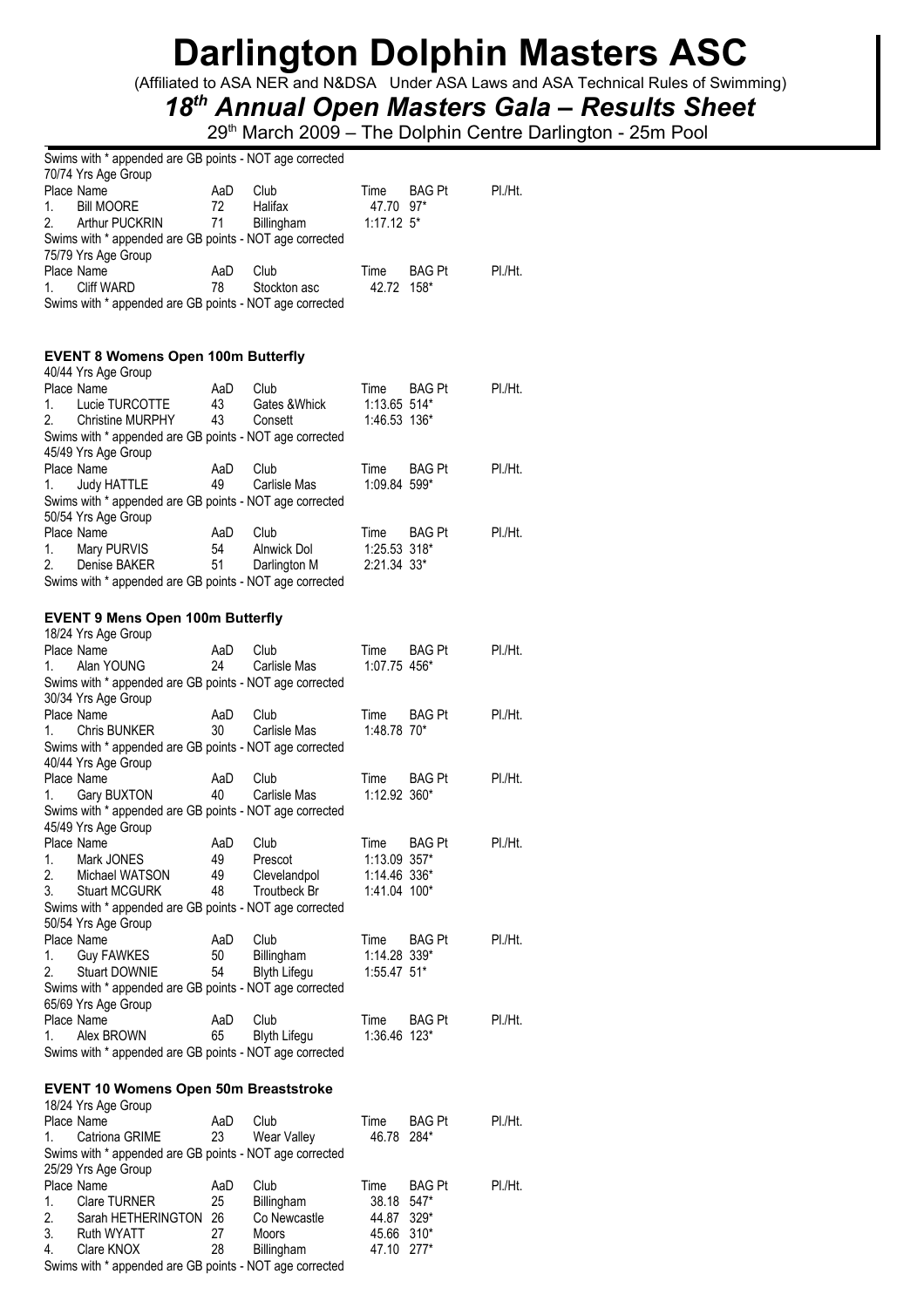# Darlington Dolphin Masters ASC

(Affiliated to ASA NER and N&DSA Under ASA Laws and ASA Technical Rules of Swimming)

## *18th Annual Open Masters Gala – Results Sheet*

29th March 2009 – The Dolphin Centre Darlington - 25m Pool

Swims with * appended are GB points - NOT age corrected

70/74 Yrs Age Group

| Place | Name | AaD | Club | Time | BAG Pt | Pl./Ht. |
|---|---|---|---|---|---|---|
| 1. | Bill MOORE | 72 | Halifax | 47.70 | 97* | |
| 2. | Arthur PUCKRIN | 71 | Billingham | 1:17.12 | 5* | |

Swims with * appended are GB points - NOT age corrected

75/79 Yrs Age Group

| Place | Name | AaD | Club | Time | BAG Pt | Pl./Ht. |
|---|---|---|---|---|---|---|
| 1. | Cliff WARD | 78 | Stockton asc | 42.72 | 158* | |

Swims with * appended are GB points - NOT age corrected

### EVENT 8 Womens Open 100m Butterfly

40/44 Yrs Age Group

| Place | Name | AaD | Club | Time | BAG Pt | Pl./Ht. |
|---|---|---|---|---|---|---|
| 1. | Lucie TURCOTTE | 43 | Gates &Whick | 1:13.65 | 514* | |
| 2. | Christine MURPHY | 43 | Consett | 1:46.53 | 136* | |

Swims with * appended are GB points - NOT age corrected

45/49 Yrs Age Group

| Place | Name | AaD | Club | Time | BAG Pt | Pl./Ht. |
|---|---|---|---|---|---|---|
| 1. | Judy HATTLE | 49 | Carlisle Mas | 1:09.84 | 599* | |

Swims with * appended are GB points - NOT age corrected

50/54 Yrs Age Group

| Place | Name | AaD | Club | Time | BAG Pt | Pl./Ht. |
|---|---|---|---|---|---|---|
| 1. | Mary PURVIS | 54 | Alnwick Dol | 1:25.53 | 318* | |
| 2. | Denise BAKER | 51 | Darlington M | 2:21.34 | 33* | |

Swims with * appended are GB points - NOT age corrected

### EVENT 9 Mens Open 100m Butterfly

18/24 Yrs Age Group

| Place | Name | AaD | Club | Time | BAG Pt | Pl./Ht. |
|---|---|---|---|---|---|---|
| 1. | Alan YOUNG | 24 | Carlisle Mas | 1:07.75 | 456* | |

Swims with * appended are GB points - NOT age corrected

30/34 Yrs Age Group

| Place | Name | AaD | Club | Time | BAG Pt | Pl./Ht. |
|---|---|---|---|---|---|---|
| 1. | Chris BUNKER | 30 | Carlisle Mas | 1:48.78 | 70* | |

Swims with * appended are GB points - NOT age corrected

40/44 Yrs Age Group

| Place | Name | AaD | Club | Time | BAG Pt | Pl./Ht. |
|---|---|---|---|---|---|---|
| 1. | Gary BUXTON | 40 | Carlisle Mas | 1:12.92 | 360* | |

Swims with * appended are GB points - NOT age corrected

45/49 Yrs Age Group

| Place | Name | AaD | Club | Time | BAG Pt | Pl./Ht. |
|---|---|---|---|---|---|---|
| 1. | Mark JONES | 49 | Prescot | 1:13.09 | 357* | |
| 2. | Michael WATSON | 49 | Clevelandpol | 1:14.46 | 336* | |
| 3. | Stuart MCGURK | 48 | Troutbeck Br | 1:41.04 | 100* | |

Swims with * appended are GB points - NOT age corrected

50/54 Yrs Age Group

| Place | Name | AaD | Club | Time | BAG Pt | Pl./Ht. |
|---|---|---|---|---|---|---|
| 1. | Guy FAWKES | 50 | Billingham | 1:14.28 | 339* | |
| 2. | Stuart DOWNIE | 54 | Blyth Lifegu | 1:55.47 | 51* | |

Swims with * appended are GB points - NOT age corrected

65/69 Yrs Age Group

| Place | Name | AaD | Club | Time | BAG Pt | Pl./Ht. |
|---|---|---|---|---|---|---|
| 1. | Alex BROWN | 65 | Blyth Lifegu | 1:36.46 | 123* | |

Swims with * appended are GB points - NOT age corrected

### EVENT 10 Womens Open 50m Breaststroke

18/24 Yrs Age Group

| Place | Name | AaD | Club | Time | BAG Pt | Pl./Ht. |
|---|---|---|---|---|---|---|
| 1. | Catriona GRIME | 23 | Wear Valley | 46.78 | 284* | |

Swims with * appended are GB points - NOT age corrected

25/29 Yrs Age Group

| Place | Name | AaD | Club | Time | BAG Pt | Pl./Ht. |
|---|---|---|---|---|---|---|
| 1. | Clare TURNER | 25 | Billingham | 38.18 | 547* | |
| 2. | Sarah HETHERINGTON | 26 | Co Newcastle | 44.87 | 329* | |
| 3. | Ruth WYATT | 27 | Moors | 45.66 | 310* | |
| 4. | Clare KNOX | 28 | Billingham | 47.10 | 277* | |

Swims with * appended are GB points - NOT age corrected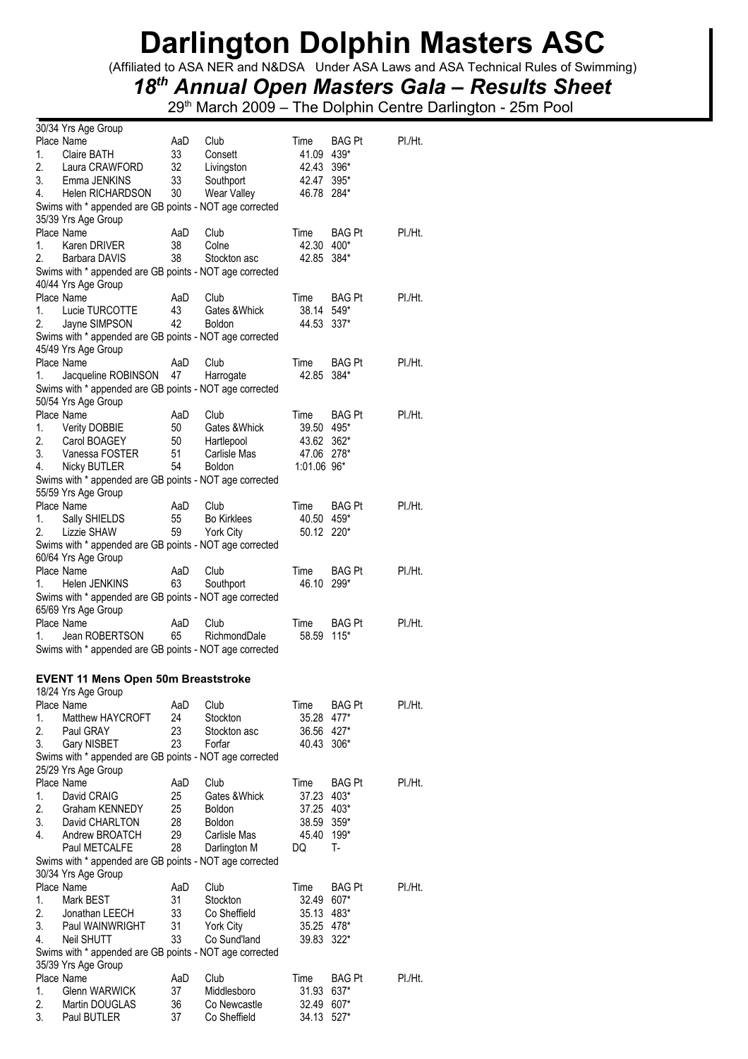# Darlington Dolphin Masters ASC

(Affiliated to ASA NER and N&DSA Under ASA Laws and ASA Technical Rules of Swimming)

## *18th Annual Open Masters Gala – Results Sheet*

29th March 2009 – The Dolphin Centre Darlington - 25m Pool

30/34 Yrs Age Group

| Place | Name | AaD | Club | Time | BAG Pt | Pl./Ht. |
|---|---|---|---|---|---|---|
| 1. | Claire BATH | 33 | Consett | 41.09 | 439* | |
| 2. | Laura CRAWFORD | 32 | Livingston | 42.43 | 396* | |
| 3. | Emma JENKINS | 33 | Southport | 42.47 | 395* | |
| 4. | Helen RICHARDSON | 30 | Wear Valley | 46.78 | 284* | |

Swims with * appended are GB points - NOT age corrected

35/39 Yrs Age Group

| Place | Name | AaD | Club | Time | BAG Pt | Pl./Ht. |
|---|---|---|---|---|---|---|
| 1. | Karen DRIVER | 38 | Colne | 42.30 | 400* | |
| 2. | Barbara DAVIS | 38 | Stockton asc | 42.85 | 384* | |

Swims with * appended are GB points - NOT age corrected

40/44 Yrs Age Group

| Place | Name | AaD | Club | Time | BAG Pt | Pl./Ht. |
|---|---|---|---|---|---|---|
| 1. | Lucie TURCOTTE | 43 | Gates &Whick | 38.14 | 549* | |
| 2. | Jayne SIMPSON | 42 | Boldon | 44.53 | 337* | |

Swims with * appended are GB points - NOT age corrected

45/49 Yrs Age Group

| Place | Name | AaD | Club | Time | BAG Pt | Pl./Ht. |
|---|---|---|---|---|---|---|
| 1. | Jacqueline ROBINSON | 47 | Harrogate | 42.85 | 384* | |

Swims with * appended are GB points - NOT age corrected

50/54 Yrs Age Group

| Place | Name | AaD | Club | Time | BAG Pt | Pl./Ht. |
|---|---|---|---|---|---|---|
| 1. | Verity DOBBIE | 50 | Gates &Whick | 39.50 | 495* | |
| 2. | Carol BOAGEY | 50 | Hartlepool | 43.62 | 362* | |
| 3. | Vanessa FOSTER | 51 | Carlisle Mas | 47.06 | 278* | |
| 4. | Nicky BUTLER | 54 | Boldon | 1:01.06 | 96* | |

Swims with * appended are GB points - NOT age corrected

55/59 Yrs Age Group

| Place | Name | AaD | Club | Time | BAG Pt | Pl./Ht. |
|---|---|---|---|---|---|---|
| 1. | Sally SHIELDS | 55 | Bo Kirklees | 40.50 | 459* | |
| 2. | Lizzie SHAW | 59 | York City | 50.12 | 220* | |

Swims with * appended are GB points - NOT age corrected

60/64 Yrs Age Group

| Place | Name | AaD | Club | Time | BAG Pt | Pl./Ht. |
|---|---|---|---|---|---|---|
| 1. | Helen JENKINS | 63 | Southport | 46.10 | 299* | |

Swims with * appended are GB points - NOT age corrected

65/69 Yrs Age Group

| Place | Name | AaD | Club | Time | BAG Pt | Pl./Ht. |
|---|---|---|---|---|---|---|
| 1. | Jean ROBERTSON | 65 | RichmondDale | 58.59 | 115* | |

Swims with * appended are GB points - NOT age corrected

### EVENT 11 Mens Open 50m Breaststroke

18/24 Yrs Age Group

| Place | Name | AaD | Club | Time | BAG Pt | Pl./Ht. |
|---|---|---|---|---|---|---|
| 1. | Matthew HAYCROFT | 24 | Stockton | 35.28 | 477* | |
| 2. | Paul GRAY | 23 | Stockton asc | 36.56 | 427* | |
| 3. | Gary NISBET | 23 | Forfar | 40.43 | 306* | |

Swims with * appended are GB points - NOT age corrected

25/29 Yrs Age Group

| Place | Name | AaD | Club | Time | BAG Pt | Pl./Ht. |
|---|---|---|---|---|---|---|
| 1. | David CRAIG | 25 | Gates &Whick | 37.23 | 403* | |
| 2. | Graham KENNEDY | 25 | Boldon | 37.25 | 403* | |
| 3. | David CHARLTON | 28 | Boldon | 38.59 | 359* | |
| 4. | Andrew BROATCH | 29 | Carlisle Mas | 45.40 | 199* | |
| | Paul METCALFE | 28 | Darlington M | DQ | T- | |

Swims with * appended are GB points - NOT age corrected

30/34 Yrs Age Group

| Place | Name | AaD | Club | Time | BAG Pt | Pl./Ht. |
|---|---|---|---|---|---|---|
| 1. | Mark BEST | 31 | Stockton | 32.49 | 607* | |
| 2. | Jonathan LEECH | 33 | Co Sheffield | 35.13 | 483* | |
| 3. | Paul WAINWRIGHT | 31 | York City | 35.25 | 478* | |
| 4. | Neil SHUTT | 33 | Co Sund'land | 39.83 | 322* | |

Swims with * appended are GB points - NOT age corrected

35/39 Yrs Age Group

| Place | Name | AaD | Club | Time | BAG Pt | Pl./Ht. |
|---|---|---|---|---|---|---|
| 1. | Glenn WARWICK | 37 | Middlesboro | 31.93 | 637* | |
| 2. | Martin DOUGLAS | 36 | Co Newcastle | 32.49 | 607* | |
| 3. | Paul BUTLER | 37 | Co Sheffield | 34.13 | 527* | |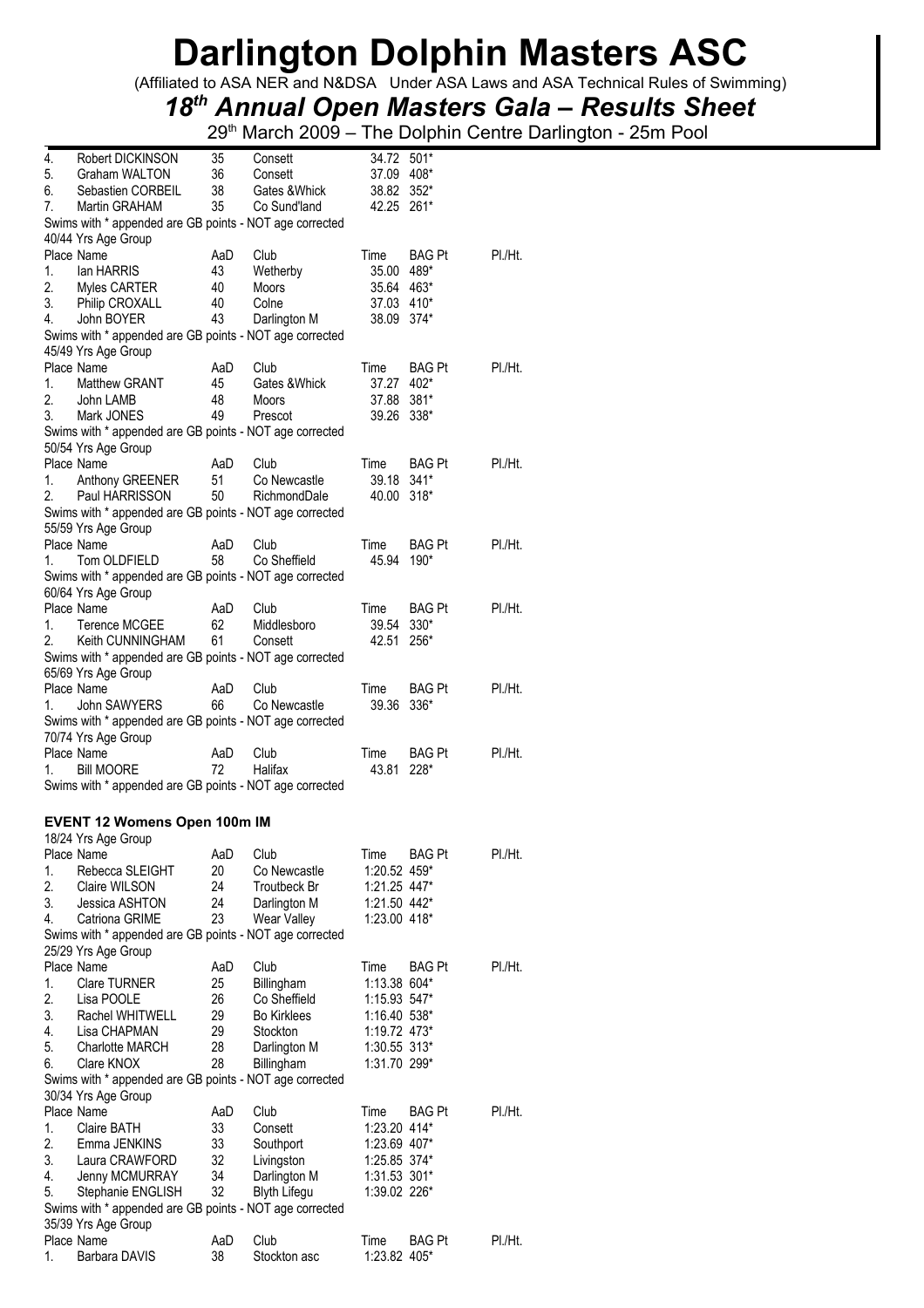# Darlington Dolphin Masters ASC

(Affiliated to ASA NER and N&DSA Under ASA Laws and ASA Technical Rules of Swimming)

## *18th Annual Open Masters Gala – Results Sheet*

29th March 2009 – The Dolphin Centre Darlington - 25m Pool

| Place | Name | AaD | Club | Time | BAG Pt | Pl./Ht. |
|---|---|---|---|---|---|---|
| 4. | Robert DICKINSON | 35 | Consett | 34.72 | 501* | |
| 5. | Graham WALTON | 36 | Consett | 37.09 | 408* | |
| 6. | Sebastien CORBEIL | 38 | Gates &Whick | 38.82 | 352* | |
| 7. | Martin GRAHAM | 35 | Co Sund'land | 42.25 | 261* | |

Swims with * appended are GB points - NOT age corrected

40/44 Yrs Age Group

| Place | Name | AaD | Club | Time | BAG Pt | Pl./Ht. |
|---|---|---|---|---|---|---|
| 1. | Ian HARRIS | 43 | Wetherby | 35.00 | 489* | |
| 2. | Myles CARTER | 40 | Moors | 35.64 | 463* | |
| 3. | Philip CROXALL | 40 | Colne | 37.03 | 410* | |
| 4. | John BOYER | 43 | Darlington M | 38.09 | 374* | |

Swims with * appended are GB points - NOT age corrected

45/49 Yrs Age Group

| Place | Name | AaD | Club | Time | BAG Pt | Pl./Ht. |
|---|---|---|---|---|---|---|
| 1. | Matthew GRANT | 45 | Gates &Whick | 37.27 | 402* | |
| 2. | John LAMB | 48 | Moors | 37.88 | 381* | |
| 3. | Mark JONES | 49 | Prescot | 39.26 | 338* | |

Swims with * appended are GB points - NOT age corrected

50/54 Yrs Age Group

| Place | Name | AaD | Club | Time | BAG Pt | Pl./Ht. |
|---|---|---|---|---|---|---|
| 1. | Anthony GREENER | 51 | Co Newcastle | 39.18 | 341* | |
| 2. | Paul HARRISSON | 50 | RichmondDale | 40.00 | 318* | |

Swims with * appended are GB points - NOT age corrected

55/59 Yrs Age Group

| Place | Name | AaD | Club | Time | BAG Pt | Pl./Ht. |
|---|---|---|---|---|---|---|
| 1. | Tom OLDFIELD | 58 | Co Sheffield | 45.94 | 190* | |

Swims with * appended are GB points - NOT age corrected

60/64 Yrs Age Group

| Place | Name | AaD | Club | Time | BAG Pt | Pl./Ht. |
|---|---|---|---|---|---|---|
| 1. | Terence MCGEE | 62 | Middlesboro | 39.54 | 330* | |
| 2. | Keith CUNNINGHAM | 61 | Consett | 42.51 | 256* | |

Swims with * appended are GB points - NOT age corrected

65/69 Yrs Age Group

| Place | Name | AaD | Club | Time | BAG Pt | Pl./Ht. |
|---|---|---|---|---|---|---|
| 1. | John SAWYERS | 66 | Co Newcastle | 39.36 | 336* | |

Swims with * appended are GB points - NOT age corrected

70/74 Yrs Age Group

| Place | Name | AaD | Club | Time | BAG Pt | Pl./Ht. |
|---|---|---|---|---|---|---|
| 1. | Bill MOORE | 72 | Halifax | 43.81 | 228* | |

Swims with * appended are GB points - NOT age corrected

### EVENT 12 Womens Open 100m IM

18/24 Yrs Age Group

| Place | Name | AaD | Club | Time | BAG Pt | Pl./Ht. |
|---|---|---|---|---|---|---|
| 1. | Rebecca SLEIGHT | 20 | Co Newcastle | 1:20.52 | 459* | |
| 2. | Claire WILSON | 24 | Troutbeck Br | 1:21.25 | 447* | |
| 3. | Jessica ASHTON | 24 | Darlington M | 1:21.50 | 442* | |
| 4. | Catriona GRIME | 23 | Wear Valley | 1:23.00 | 418* | |

Swims with * appended are GB points - NOT age corrected

25/29 Yrs Age Group

| Place | Name | AaD | Club | Time | BAG Pt | Pl./Ht. |
|---|---|---|---|---|---|---|
| 1. | Clare TURNER | 25 | Billingham | 1:13.38 | 604* | |
| 2. | Lisa POOLE | 26 | Co Sheffield | 1:15.93 | 547* | |
| 3. | Rachel WHITWELL | 29 | Bo Kirklees | 1:16.40 | 538* | |
| 4. | Lisa CHAPMAN | 29 | Stockton | 1:19.72 | 473* | |
| 5. | Charlotte MARCH | 28 | Darlington M | 1:30.55 | 313* | |
| 6. | Clare KNOX | 28 | Billingham | 1:31.70 | 299* | |

Swims with * appended are GB points - NOT age corrected

30/34 Yrs Age Group

| Place | Name | AaD | Club | Time | BAG Pt | Pl./Ht. |
|---|---|---|---|---|---|---|
| 1. | Claire BATH | 33 | Consett | 1:23.20 | 414* | |
| 2. | Emma JENKINS | 33 | Southport | 1:23.69 | 407* | |
| 3. | Laura CRAWFORD | 32 | Livingston | 1:25.85 | 374* | |
| 4. | Jenny MCMURRAY | 34 | Darlington M | 1:31.53 | 301* | |
| 5. | Stephanie ENGLISH | 32 | Blyth Lifegu | 1:39.02 | 226* | |

Swims with * appended are GB points - NOT age corrected

35/39 Yrs Age Group

| Place | Name | AaD | Club | Time | BAG Pt | Pl./Ht. |
|---|---|---|---|---|---|---|
| 1. | Barbara DAVIS | 38 | Stockton asc | 1:23.82 | 405* | |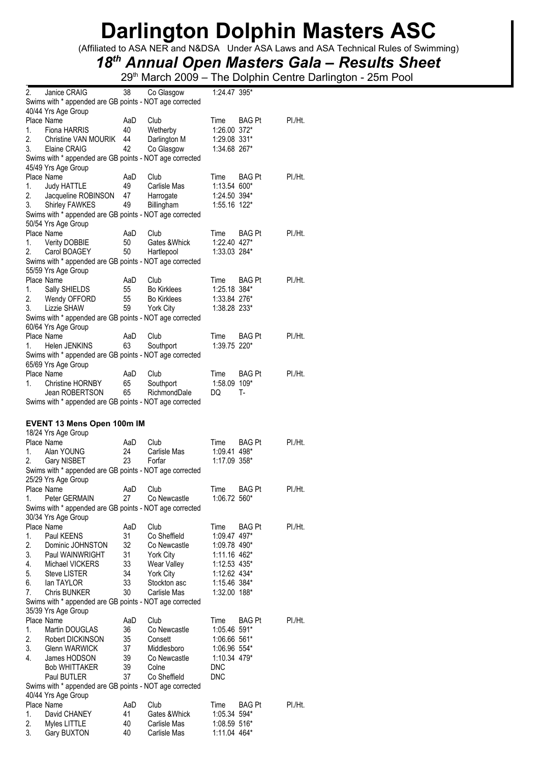# Darlington Dolphin Masters ASC

(Affiliated to ASA NER and N&DSA Under ASA Laws and ASA Technical Rules of Swimming)

## *18th Annual Open Masters Gala – Results Sheet*

29th March 2009 – The Dolphin Centre Darlington - 25m Pool

| Place | Name | AaD | Club | Time | BAG Pt | Pl./Ht. |
|---|---|---|---|---|---|---|
| 2. | Janice CRAIG | 38 | Co Glasgow | 1:24.47 | 395* | |

Swims with * appended are GB points - NOT age corrected

40/44 Yrs Age Group

| Place | Name | AaD | Club | Time | BAG Pt | Pl./Ht. |
|---|---|---|---|---|---|---|
| 1. | Fiona HARRIS | 40 | Wetherby | 1:26.00 | 372* | |
| 2. | Christine VAN MOURIK | 44 | Darlington M | 1:29.08 | 331* | |
| 3. | Elaine CRAIG | 42 | Co Glasgow | 1:34.68 | 267* | |

Swims with * appended are GB points - NOT age corrected

45/49 Yrs Age Group

| Place | Name | AaD | Club | Time | BAG Pt | Pl./Ht. |
|---|---|---|---|---|---|---|
| 1. | Judy HATTLE | 49 | Carlisle Mas | 1:13.54 | 600* | |
| 2. | Jacqueline ROBINSON | 47 | Harrogate | 1:24.50 | 394* | |
| 3. | Shirley FAWKES | 49 | Billingham | 1:55.16 | 122* | |

Swims with * appended are GB points - NOT age corrected

50/54 Yrs Age Group

| Place | Name | AaD | Club | Time | BAG Pt | Pl./Ht. |
|---|---|---|---|---|---|---|
| 1. | Verity DOBBIE | 50 | Gates &Whick | 1:22.40 | 427* | |
| 2. | Carol BOAGEY | 50 | Hartlepool | 1:33.03 | 284* | |

Swims with * appended are GB points - NOT age corrected

55/59 Yrs Age Group

| Place | Name | AaD | Club | Time | BAG Pt | Pl./Ht. |
|---|---|---|---|---|---|---|
| 1. | Sally SHIELDS | 55 | Bo Kirklees | 1:25.18 | 384* | |
| 2. | Wendy OFFORD | 55 | Bo Kirklees | 1:33.84 | 276* | |
| 3. | Lizzie SHAW | 59 | York City | 1:38.28 | 233* | |

Swims with * appended are GB points - NOT age corrected

60/64 Yrs Age Group

| Place | Name | AaD | Club | Time | BAG Pt | Pl./Ht. |
|---|---|---|---|---|---|---|
| 1. | Helen JENKINS | 63 | Southport | 1:39.75 | 220* | |

Swims with * appended are GB points - NOT age corrected

65/69 Yrs Age Group

| Place | Name | AaD | Club | Time | BAG Pt | Pl./Ht. |
|---|---|---|---|---|---|---|
| 1. | Christine HORNBY | 65 | Southport | 1:58.09 | 109* | |
| | Jean ROBERTSON | 65 | RichmondDale | DQ | T- | |

Swims with * appended are GB points - NOT age corrected

### EVENT 13 Mens Open 100m IM

18/24 Yrs Age Group

| Place | Name | AaD | Club | Time | BAG Pt | Pl./Ht. |
|---|---|---|---|---|---|---|
| 1. | Alan YOUNG | 24 | Carlisle Mas | 1:09.41 | 498* | |
| 2. | Gary NISBET | 23 | Forfar | 1:17.09 | 358* | |

Swims with * appended are GB points - NOT age corrected

25/29 Yrs Age Group

| Place | Name | AaD | Club | Time | BAG Pt | Pl./Ht. |
|---|---|---|---|---|---|---|
| 1. | Peter GERMAIN | 27 | Co Newcastle | 1:06.72 | 560* | |

Swims with * appended are GB points - NOT age corrected

30/34 Yrs Age Group

| Place | Name | AaD | Club | Time | BAG Pt | Pl./Ht. |
|---|---|---|---|---|---|---|
| 1. | Paul KEENS | 31 | Co Sheffield | 1:09.47 | 497* | |
| 2. | Dominic JOHNSTON | 32 | Co Newcastle | 1:09.78 | 490* | |
| 3. | Paul WAINWRIGHT | 31 | York City | 1:11.16 | 462* | |
| 4. | Michael VICKERS | 33 | Wear Valley | 1:12.53 | 435* | |
| 5. | Steve LISTER | 34 | York City | 1:12.62 | 434* | |
| 6. | Ian TAYLOR | 33 | Stockton asc | 1:15.46 | 384* | |
| 7. | Chris BUNKER | 30 | Carlisle Mas | 1:32.00 | 188* | |

Swims with * appended are GB points - NOT age corrected

35/39 Yrs Age Group

| Place | Name | AaD | Club | Time | BAG Pt | Pl./Ht. |
|---|---|---|---|---|---|---|
| 1. | Martin DOUGLAS | 36 | Co Newcastle | 1:05.46 | 591* | |
| 2. | Robert DICKINSON | 35 | Consett | 1:06.66 | 561* | |
| 3. | Glenn WARWICK | 37 | Middlesboro | 1:06.96 | 554* | |
| 4. | James HODSON | 39 | Co Newcastle | 1:10.34 | 479* | |
| | Bob WHITTAKER | 39 | Colne | DNC | | |
| | Paul BUTLER | 37 | Co Sheffield | DNC | | |

Swims with * appended are GB points - NOT age corrected

40/44 Yrs Age Group

| Place | Name | AaD | Club | Time | BAG Pt | Pl./Ht. |
|---|---|---|---|---|---|---|
| 1. | David CHANEY | 41 | Gates &Whick | 1:05.34 | 594* | |
| 2. | Myles LITTLE | 40 | Carlisle Mas | 1:08.59 | 516* | |
| 3. | Gary BUXTON | 40 | Carlisle Mas | 1:11.04 | 464* | |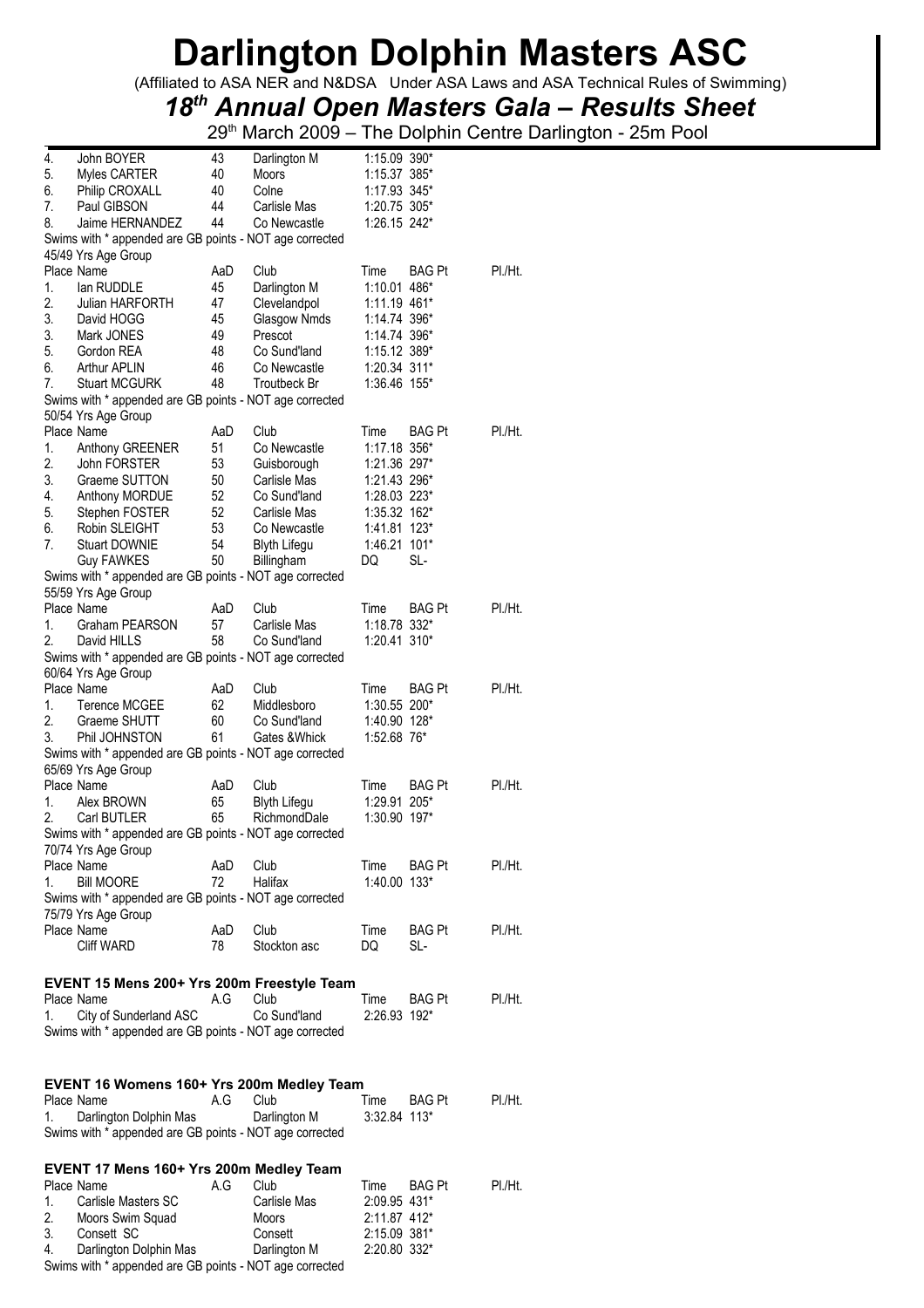# Darlington Dolphin Masters ASC

(Affiliated to ASA NER and N&DSA Under ASA Laws and ASA Technical Rules of Swimming)

## *18th Annual Open Masters Gala – Results Sheet*

29th March 2009 – The Dolphin Centre Darlington - 25m Pool

| Place | Name | AaD | Club | Time | BAG Pt | Pl./Ht. |
|---|---|---|---|---|---|---|
| 4. | John BOYER | 43 | Darlington M | 1:15.09 | 390* | |
| 5. | Myles CARTER | 40 | Moors | 1:15.37 | 385* | |
| 6. | Philip CROXALL | 40 | Colne | 1:17.93 | 345* | |
| 7. | Paul GIBSON | 44 | Carlisle Mas | 1:20.75 | 305* | |
| 8. | Jaime HERNANDEZ | 44 | Co Newcastle | 1:26.15 | 242* | |

Swims with * appended are GB points - NOT age corrected

45/49 Yrs Age Group

| Place | Name | AaD | Club | Time | BAG Pt | Pl./Ht. |
|---|---|---|---|---|---|---|
| 1. | Ian RUDDLE | 45 | Darlington M | 1:10.01 | 486* | |
| 2. | Julian HARFORTH | 47 | Clevelandpol | 1:11.19 | 461* | |
| 3. | David HOGG | 45 | Glasgow Nmds | 1:14.74 | 396* | |
| 3. | Mark JONES | 49 | Prescot | 1:14.74 | 396* | |
| 5. | Gordon REA | 48 | Co Sund'land | 1:15.12 | 389* | |
| 6. | Arthur APLIN | 46 | Co Newcastle | 1:20.34 | 311* | |
| 7. | Stuart MCGURK | 48 | Troutbeck Br | 1:36.46 | 155* | |

Swims with * appended are GB points - NOT age corrected

50/54 Yrs Age Group

| Place | Name | AaD | Club | Time | BAG Pt | Pl./Ht. |
|---|---|---|---|---|---|---|
| 1. | Anthony GREENER | 51 | Co Newcastle | 1:17.18 | 356* | |
| 2. | John FORSTER | 53 | Guisborough | 1:21.36 | 297* | |
| 3. | Graeme SUTTON | 50 | Carlisle Mas | 1:21.43 | 296* | |
| 4. | Anthony MORDUE | 52 | Co Sund'land | 1:28.03 | 223* | |
| 5. | Stephen FOSTER | 52 | Carlisle Mas | 1:35.32 | 162* | |
| 6. | Robin SLEIGHT | 53 | Co Newcastle | 1:41.81 | 123* | |
| 7. | Stuart DOWNIE | 54 | Blyth Lifegu | 1:46.21 | 101* | |
| | Guy FAWKES | 50 | Billingham | DQ | SL- | |

Swims with * appended are GB points - NOT age corrected

55/59 Yrs Age Group

| Place | Name | AaD | Club | Time | BAG Pt | Pl./Ht. |
|---|---|---|---|---|---|---|
| 1. | Graham PEARSON | 57 | Carlisle Mas | 1:18.78 | 332* | |
| 2. | David HILLS | 58 | Co Sund'land | 1:20.41 | 310* | |

Swims with * appended are GB points - NOT age corrected

60/64 Yrs Age Group

| Place | Name | AaD | Club | Time | BAG Pt | Pl./Ht. |
|---|---|---|---|---|---|---|
| 1. | Terence MCGEE | 62 | Middlesboro | 1:30.55 | 200* | |
| 2. | Graeme SHUTT | 60 | Co Sund'land | 1:40.90 | 128* | |
| 3. | Phil JOHNSTON | 61 | Gates &Whick | 1:52.68 | 76* | |

Swims with * appended are GB points - NOT age corrected

65/69 Yrs Age Group

| Place | Name | AaD | Club | Time | BAG Pt | Pl./Ht. |
|---|---|---|---|---|---|---|
| 1. | Alex BROWN | 65 | Blyth Lifegu | 1:29.91 | 205* | |
| 2. | Carl BUTLER | 65 | RichmondDale | 1:30.90 | 197* | |

Swims with * appended are GB points - NOT age corrected

70/74 Yrs Age Group

| Place | Name | AaD | Club | Time | BAG Pt | Pl./Ht. |
|---|---|---|---|---|---|---|
| 1. | Bill MOORE | 72 | Halifax | 1:40.00 | 133* | |

Swims with * appended are GB points - NOT age corrected

75/79 Yrs Age Group

| Place | Name | AaD | Club | Time | BAG Pt | Pl./Ht. |
|---|---|---|---|---|---|---|
| | Cliff WARD | 78 | Stockton asc | DQ | SL- | |

### EVENT 15 Mens 200+ Yrs 200m Freestyle Team

| Place | Name | A.G | Club | Time | BAG Pt | Pl./Ht. |
|---|---|---|---|---|---|---|
| 1. | City of Sunderland ASC | | Co Sund'land | 2:26.93 | 192* | |

Swims with * appended are GB points - NOT age corrected

### EVENT 16 Womens 160+ Yrs 200m Medley Team

| Place | Name | A.G | Club | Time | BAG Pt | Pl./Ht. |
|---|---|---|---|---|---|---|
| 1. | Darlington Dolphin Mas | | Darlington M | 3:32.84 | 113* | |

Swims with * appended are GB points - NOT age corrected

### EVENT 17 Mens 160+ Yrs 200m Medley Team

| Place | Name | A.G | Club | Time | BAG Pt | Pl./Ht. |
|---|---|---|---|---|---|---|
| 1. | Carlisle Masters SC | | Carlisle Mas | 2:09.95 | 431* | |
| 2. | Moors Swim Squad | | Moors | 2:11.87 | 412* | |
| 3. | Consett SC | | Consett | 2:15.09 | 381* | |
| 4. | Darlington Dolphin Mas | | Darlington M | 2:20.80 | 332* | |

Swims with * appended are GB points - NOT age corrected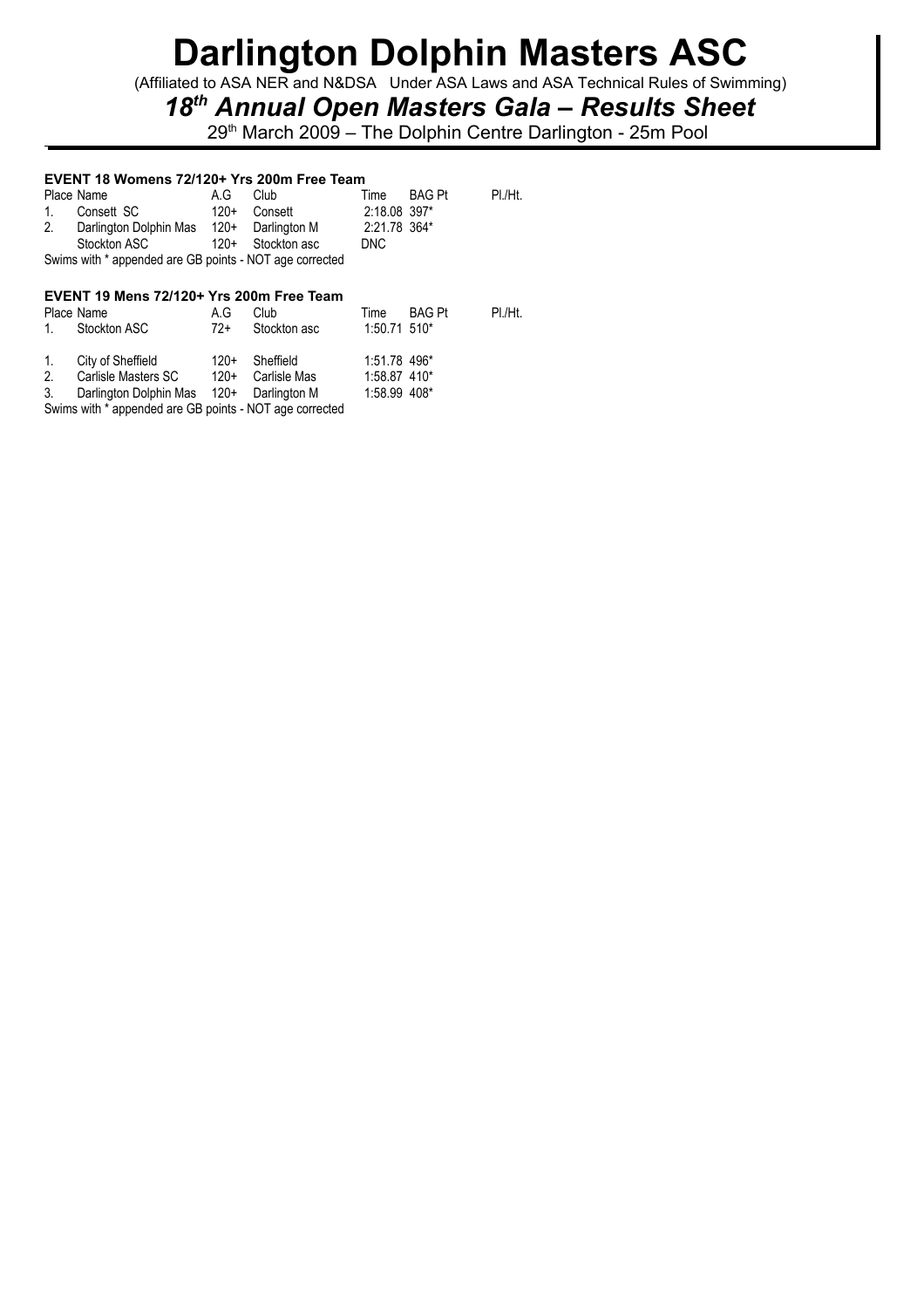# Darlington Dolphin Masters ASC

(Affiliated to ASA NER and N&DSA Under ASA Laws and ASA Technical Rules of Swimming)

## *18th Annual Open Masters Gala – Results Sheet*

29th March 2009 – The Dolphin Centre Darlington - 25m Pool

### EVENT 18 Womens 72/120+ Yrs 200m Free Team

| Place | Name | A.G | Club | Time | BAG Pt | Pl./Ht. |
|---|---|---|---|---|---|---|
| 1. | Consett SC | 120+ | Consett | 2:18.08 | 397* | |
| 2. | Darlington Dolphin Mas | 120+ | Darlington M | 2:21.78 | 364* | |
| | Stockton ASC | 120+ | Stockton asc | DNC | | |

Swims with * appended are GB points - NOT age corrected

### EVENT 19 Mens 72/120+ Yrs 200m Free Team

| Place | Name | A.G | Club | Time | BAG Pt | Pl./Ht. |
|---|---|---|---|---|---|---|
| 1. | Stockton ASC | 72+ | Stockton asc | 1:50.71 | 510* | |
| 1. | City of Sheffield | 120+ | Sheffield | 1:51.78 | 496* | |
| 2. | Carlisle Masters SC | 120+ | Carlisle Mas | 1:58.87 | 410* | |
| 3. | Darlington Dolphin Mas | 120+ | Darlington M | 1:58.99 | 408* | |

Swims with * appended are GB points - NOT age corrected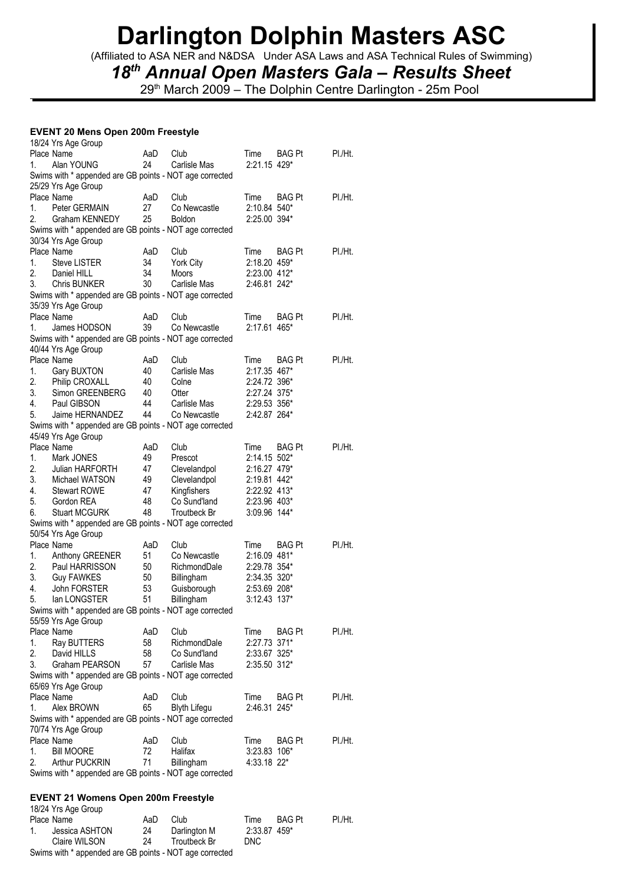# Darlington Dolphin Masters ASC

(Affiliated to ASA NER and N&DSA Under ASA Laws and ASA Technical Rules of Swimming)

## *18th Annual Open Masters Gala – Results Sheet*

29th March 2009 – The Dolphin Centre Darlington - 25m Pool

### EVENT 20 Mens Open 200m Freestyle

18/24 Yrs Age Group

| Place | Name | AaD | Club | Time | BAG Pt | Pl./Ht. |
|---|---|---|---|---|---|---|
| 1. | Alan YOUNG | 24 | Carlisle Mas | 2:21.15 | 429* | |

Swims with * appended are GB points - NOT age corrected

25/29 Yrs Age Group

| Place | Name | AaD | Club | Time | BAG Pt | Pl./Ht. |
|---|---|---|---|---|---|---|
| 1. | Peter GERMAIN | 27 | Co Newcastle | 2:10.84 | 540* | |
| 2. | Graham KENNEDY | 25 | Boldon | 2:25.00 | 394* | |

Swims with * appended are GB points - NOT age corrected

30/34 Yrs Age Group

| Place | Name | AaD | Club | Time | BAG Pt | Pl./Ht. |
|---|---|---|---|---|---|---|
| 1. | Steve LISTER | 34 | York City | 2:18.20 | 459* | |
| 2. | Daniel HILL | 34 | Moors | 2:23.00 | 412* | |
| 3. | Chris BUNKER | 30 | Carlisle Mas | 2:46.81 | 242* | |

Swims with * appended are GB points - NOT age corrected

35/39 Yrs Age Group

| Place | Name | AaD | Club | Time | BAG Pt | Pl./Ht. |
|---|---|---|---|---|---|---|
| 1. | James HODSON | 39 | Co Newcastle | 2:17.61 | 465* | |

Swims with * appended are GB points - NOT age corrected

40/44 Yrs Age Group

| Place | Name | AaD | Club | Time | BAG Pt | Pl./Ht. |
|---|---|---|---|---|---|---|
| 1. | Gary BUXTON | 40 | Carlisle Mas | 2:17.35 | 467* | |
| 2. | Philip CROXALL | 40 | Colne | 2:24.72 | 396* | |
| 3. | Simon GREENBERG | 40 | Otter | 2:27.24 | 375* | |
| 4. | Paul GIBSON | 44 | Carlisle Mas | 2:29.53 | 356* | |
| 5. | Jaime HERNANDEZ | 44 | Co Newcastle | 2:42.87 | 264* | |

Swims with * appended are GB points - NOT age corrected

45/49 Yrs Age Group

| Place | Name | AaD | Club | Time | BAG Pt | Pl./Ht. |
|---|---|---|---|---|---|---|
| 1. | Mark JONES | 49 | Prescot | 2:14.15 | 502* | |
| 2. | Julian HARFORTH | 47 | Clevelandpol | 2:16.27 | 479* | |
| 3. | Michael WATSON | 49 | Clevelandpol | 2:19.81 | 442* | |
| 4. | Stewart ROWE | 47 | Kingfishers | 2:22.92 | 413* | |
| 5. | Gordon REA | 48 | Co Sund'land | 2:23.96 | 403* | |
| 6. | Stuart MCGURK | 48 | Troutbeck Br | 3:09.96 | 144* | |

Swims with * appended are GB points - NOT age corrected

50/54 Yrs Age Group

| Place | Name | AaD | Club | Time | BAG Pt | Pl./Ht. |
|---|---|---|---|---|---|---|
| 1. | Anthony GREENER | 51 | Co Newcastle | 2:16.09 | 481* | |
| 2. | Paul HARRISSON | 50 | RichmondDale | 2:29.78 | 354* | |
| 3. | Guy FAWKES | 50 | Billingham | 2:34.35 | 320* | |
| 4. | John FORSTER | 53 | Guisborough | 2:53.69 | 208* | |
| 5. | Ian LONGSTER | 51 | Billingham | 3:12.43 | 137* | |

Swims with * appended are GB points - NOT age corrected

55/59 Yrs Age Group

| Place | Name | AaD | Club | Time | BAG Pt | Pl./Ht. |
|---|---|---|---|---|---|---|
| 1. | Ray BUTTERS | 58 | RichmondDale | 2:27.73 | 371* | |
| 2. | David HILLS | 58 | Co Sund'land | 2:33.67 | 325* | |
| 3. | Graham PEARSON | 57 | Carlisle Mas | 2:35.50 | 312* | |

Swims with * appended are GB points - NOT age corrected

65/69 Yrs Age Group

| Place | Name | AaD | Club | Time | BAG Pt | Pl./Ht. |
|---|---|---|---|---|---|---|
| 1. | Alex BROWN | 65 | Blyth Lifegu | 2:46.31 | 245* | |

Swims with * appended are GB points - NOT age corrected

70/74 Yrs Age Group

| Place | Name | AaD | Club | Time | BAG Pt | Pl./Ht. |
|---|---|---|---|---|---|---|
| 1. | Bill MOORE | 72 | Halifax | 3:23.83 | 106* | |
| 2. | Arthur PUCKRIN | 71 | Billingham | 4:33.18 | 22* | |

Swims with * appended are GB points - NOT age corrected

### EVENT 21 Womens Open 200m Freestyle

18/24 Yrs Age Group

| Place | Name | AaD | Club | Time | BAG Pt | Pl./Ht. |
|---|---|---|---|---|---|---|
| 1. | Jessica ASHTON | 24 | Darlington M | 2:33.87 | 459* | |
| | Claire WILSON | 24 | Troutbeck Br | DNC | | |

Swims with * appended are GB points - NOT age corrected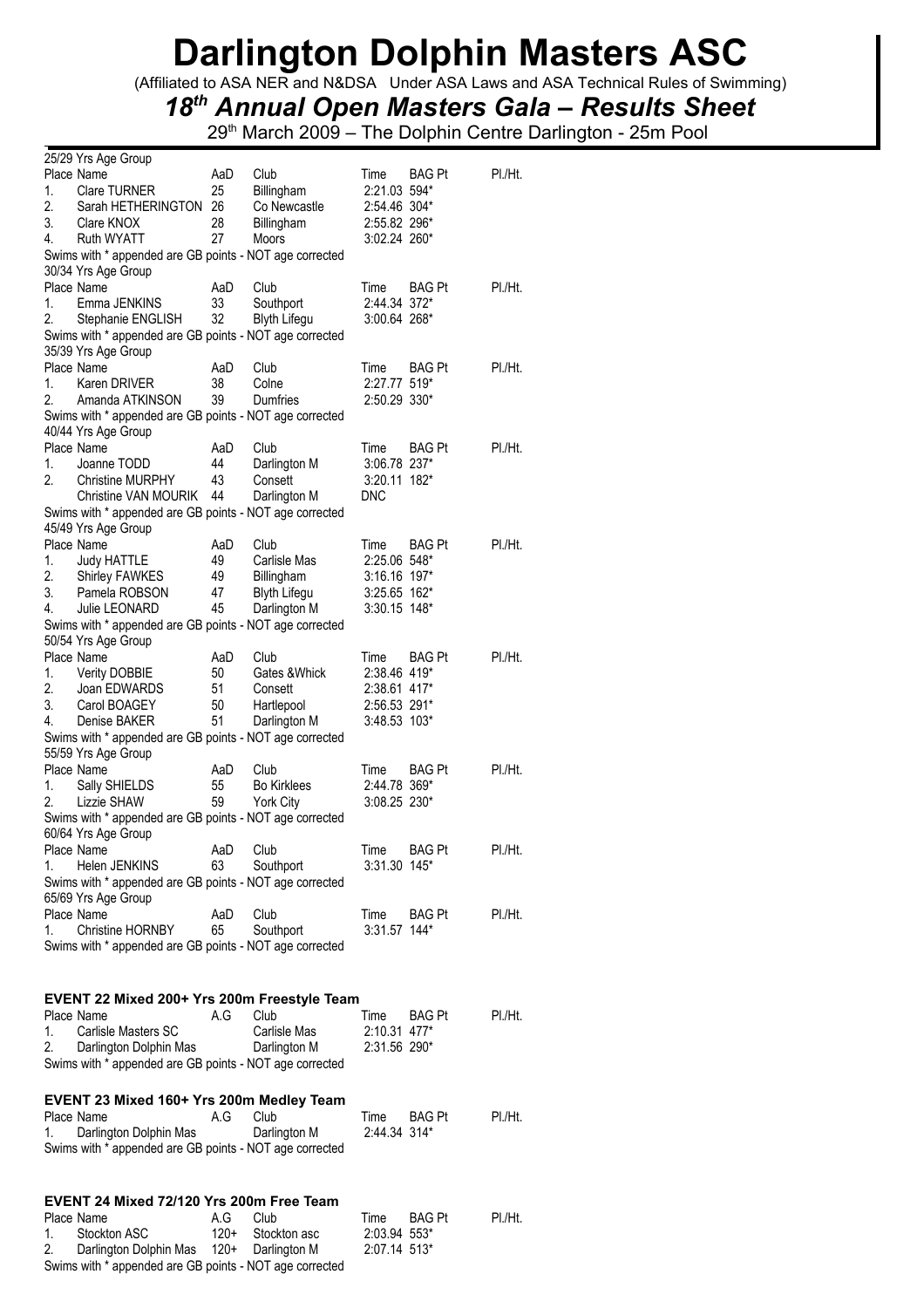# Darlington Dolphin Masters ASC

(Affiliated to ASA NER and N&DSA Under ASA Laws and ASA Technical Rules of Swimming)

## *18th Annual Open Masters Gala – Results Sheet*

29th March 2009 – The Dolphin Centre Darlington - 25m Pool

25/29 Yrs Age Group

| Place | Name | AaD | Club | Time | BAG Pt | Pl./Ht. |
|---|---|---|---|---|---|---|
| 1. | Clare TURNER | 25 | Billingham | 2:21.03 | 594* | |
| 2. | Sarah HETHERINGTON | 26 | Co Newcastle | 2:54.46 | 304* | |
| 3. | Clare KNOX | 28 | Billingham | 2:55.82 | 296* | |
| 4. | Ruth WYATT | 27 | Moors | 3:02.24 | 260* | |

Swims with * appended are GB points - NOT age corrected

30/34 Yrs Age Group

| Place | Name | AaD | Club | Time | BAG Pt | Pl./Ht. |
|---|---|---|---|---|---|---|
| 1. | Emma JENKINS | 33 | Southport | 2:44.34 | 372* | |
| 2. | Stephanie ENGLISH | 32 | Blyth Lifegu | 3:00.64 | 268* | |

Swims with * appended are GB points - NOT age corrected

35/39 Yrs Age Group

| Place | Name | AaD | Club | Time | BAG Pt | Pl./Ht. |
|---|---|---|---|---|---|---|
| 1. | Karen DRIVER | 38 | Colne | 2:27.77 | 519* | |
| 2. | Amanda ATKINSON | 39 | Dumfries | 2:50.29 | 330* | |

Swims with * appended are GB points - NOT age corrected

40/44 Yrs Age Group

| Place | Name | AaD | Club | Time | BAG Pt | Pl./Ht. |
|---|---|---|---|---|---|---|
| 1. | Joanne TODD | 44 | Darlington M | 3:06.78 | 237* | |
| 2. | Christine MURPHY | 43 | Consett | 3:20.11 | 182* | |
| | Christine VAN MOURIK | 44 | Darlington M | DNC | | |

Swims with * appended are GB points - NOT age corrected

45/49 Yrs Age Group

| Place | Name | AaD | Club | Time | BAG Pt | Pl./Ht. |
|---|---|---|---|---|---|---|
| 1. | Judy HATTLE | 49 | Carlisle Mas | 2:25.06 | 548* | |
| 2. | Shirley FAWKES | 49 | Billingham | 3:16.16 | 197* | |
| 3. | Pamela ROBSON | 47 | Blyth Lifegu | 3:25.65 | 162* | |
| 4. | Julie LEONARD | 45 | Darlington M | 3:30.15 | 148* | |

Swims with * appended are GB points - NOT age corrected

50/54 Yrs Age Group

| Place | Name | AaD | Club | Time | BAG Pt | Pl./Ht. |
|---|---|---|---|---|---|---|
| 1. | Verity DOBBIE | 50 | Gates &Whick | 2:38.46 | 419* | |
| 2. | Joan EDWARDS | 51 | Consett | 2:38.61 | 417* | |
| 3. | Carol BOAGEY | 50 | Hartlepool | 2:56.53 | 291* | |
| 4. | Denise BAKER | 51 | Darlington M | 3:48.53 | 103* | |

Swims with * appended are GB points - NOT age corrected

55/59 Yrs Age Group

| Place | Name | AaD | Club | Time | BAG Pt | Pl./Ht. |
|---|---|---|---|---|---|---|
| 1. | Sally SHIELDS | 55 | Bo Kirklees | 2:44.78 | 369* | |
| 2. | Lizzie SHAW | 59 | York City | 3:08.25 | 230* | |

Swims with * appended are GB points - NOT age corrected

60/64 Yrs Age Group

| Place | Name | AaD | Club | Time | BAG Pt | Pl./Ht. |
|---|---|---|---|---|---|---|
| 1. | Helen JENKINS | 63 | Southport | 3:31.30 | 145* | |

Swims with * appended are GB points - NOT age corrected

65/69 Yrs Age Group

| Place | Name | AaD | Club | Time | BAG Pt | Pl./Ht. |
|---|---|---|---|---|---|---|
| 1. | Christine HORNBY | 65 | Southport | 3:31.57 | 144* | |

Swims with * appended are GB points - NOT age corrected

### EVENT 22 Mixed 200+ Yrs 200m Freestyle Team

| Place | Name | A.G | Club | Time | BAG Pt | Pl./Ht. |
|---|---|---|---|---|---|---|
| 1. | Carlisle Masters SC | | Carlisle Mas | 2:10.31 | 477* | |
| 2. | Darlington Dolphin Mas | | Darlington M | 2:31.56 | 290* | |

Swims with * appended are GB points - NOT age corrected

### EVENT 23 Mixed 160+ Yrs 200m Medley Team

| Place | Name | A.G | Club | Time | BAG Pt | Pl./Ht. |
|---|---|---|---|---|---|---|
| 1. | Darlington Dolphin Mas | | Darlington M | 2:44.34 | 314* | |

Swims with * appended are GB points - NOT age corrected

### EVENT 24 Mixed 72/120 Yrs 200m Free Team

| Place | Name | A.G | Club | Time | BAG Pt | Pl./Ht. |
|---|---|---|---|---|---|---|
| 1. | Stockton ASC | 120+ | Stockton asc | 2:03.94 | 553* | |
| 2. | Darlington Dolphin Mas | 120+ | Darlington M | 2:07.14 | 513* | |

Swims with * appended are GB points - NOT age corrected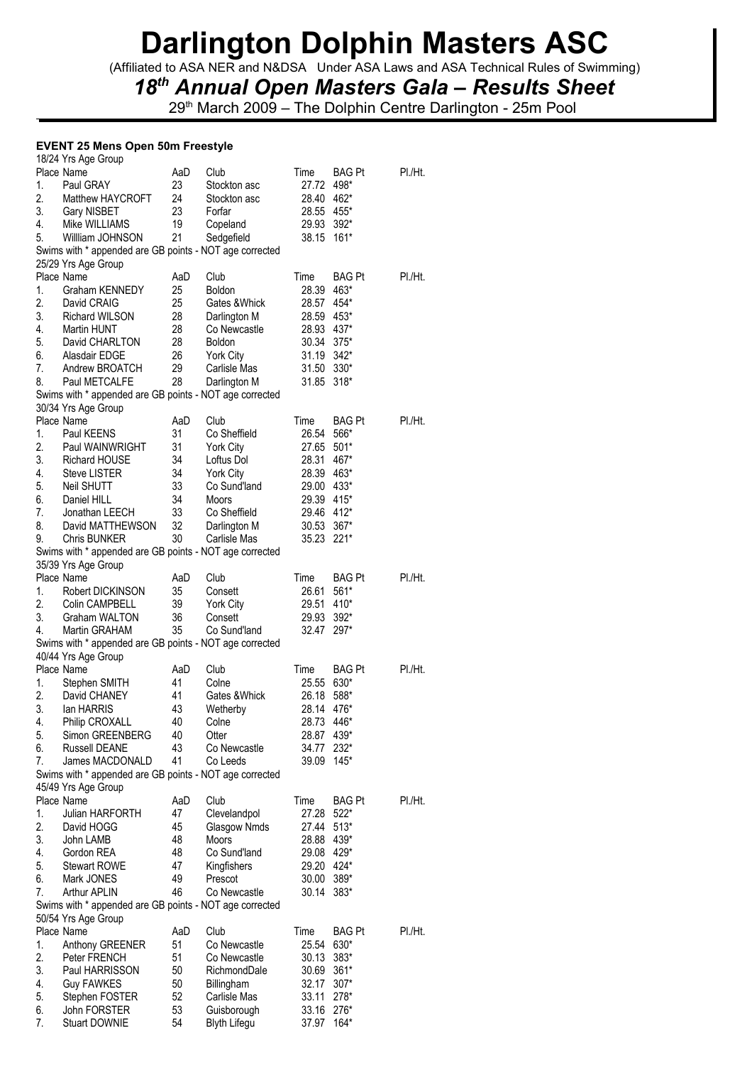# Darlington Dolphin Masters ASC

(Affiliated to ASA NER and N&DSA Under ASA Laws and ASA Technical Rules of Swimming)

## *18th Annual Open Masters Gala – Results Sheet*

29th March 2009 – The Dolphin Centre Darlington - 25m Pool

### EVENT 25 Mens Open 50m Freestyle

18/24 Yrs Age Group

| Place | Name | AaD | Club | Time | BAG Pt | Pl./Ht. |
|---|---|---|---|---|---|---|
| 1. | Paul GRAY | 23 | Stockton asc | 27.72 | 498* | |
| 2. | Matthew HAYCROFT | 24 | Stockton asc | 28.40 | 462* | |
| 3. | Gary NISBET | 23 | Forfar | 28.55 | 455* | |
| 4. | Mike WILLIAMS | 19 | Copeland | 29.93 | 392* | |
| 5. | Willliam JOHNSON | 21 | Sedgefield | 38.15 | 161* | |

Swims with * appended are GB points - NOT age corrected

25/29 Yrs Age Group

| Place | Name | AaD | Club | Time | BAG Pt | Pl./Ht. |
|---|---|---|---|---|---|---|
| 1. | Graham KENNEDY | 25 | Boldon | 28.39 | 463* | |
| 2. | David CRAIG | 25 | Gates &Whick | 28.57 | 454* | |
| 3. | Richard WILSON | 28 | Darlington M | 28.59 | 453* | |
| 4. | Martin HUNT | 28 | Co Newcastle | 28.93 | 437* | |
| 5. | David CHARLTON | 28 | Boldon | 30.34 | 375* | |
| 6. | Alasdair EDGE | 26 | York City | 31.19 | 342* | |
| 7. | Andrew BROATCH | 29 | Carlisle Mas | 31.50 | 330* | |
| 8. | Paul METCALFE | 28 | Darlington M | 31.85 | 318* | |

Swims with * appended are GB points - NOT age corrected

30/34 Yrs Age Group

| Place | Name | AaD | Club | Time | BAG Pt | Pl./Ht. |
|---|---|---|---|---|---|---|
| 1. | Paul KEENS | 31 | Co Sheffield | 26.54 | 566* | |
| 2. | Paul WAINWRIGHT | 31 | York City | 27.65 | 501* | |
| 3. | Richard HOUSE | 34 | Loftus Dol | 28.31 | 467* | |
| 4. | Steve LISTER | 34 | York City | 28.39 | 463* | |
| 5. | Neil SHUTT | 33 | Co Sund'land | 29.00 | 433* | |
| 6. | Daniel HILL | 34 | Moors | 29.39 | 415* | |
| 7. | Jonathan LEECH | 33 | Co Sheffield | 29.46 | 412* | |
| 8. | David MATTHEWSON | 32 | Darlington M | 30.53 | 367* | |
| 9. | Chris BUNKER | 30 | Carlisle Mas | 35.23 | 221* | |

Swims with * appended are GB points - NOT age corrected

35/39 Yrs Age Group

| Place | Name | AaD | Club | Time | BAG Pt | Pl./Ht. |
|---|---|---|---|---|---|---|
| 1. | Robert DICKINSON | 35 | Consett | 26.61 | 561* | |
| 2. | Colin CAMPBELL | 39 | York City | 29.51 | 410* | |
| 3. | Graham WALTON | 36 | Consett | 29.93 | 392* | |
| 4. | Martin GRAHAM | 35 | Co Sund'land | 32.47 | 297* | |

Swims with * appended are GB points - NOT age corrected

40/44 Yrs Age Group

| Place | Name | AaD | Club | Time | BAG Pt | Pl./Ht. |
|---|---|---|---|---|---|---|
| 1. | Stephen SMITH | 41 | Colne | 25.55 | 630* | |
| 2. | David CHANEY | 41 | Gates &Whick | 26.18 | 588* | |
| 3. | Ian HARRIS | 43 | Wetherby | 28.14 | 476* | |
| 4. | Philip CROXALL | 40 | Colne | 28.73 | 446* | |
| 5. | Simon GREENBERG | 40 | Otter | 28.87 | 439* | |
| 6. | Russell DEANE | 43 | Co Newcastle | 34.77 | 232* | |
| 7. | James MACDONALD | 41 | Co Leeds | 39.09 | 145* | |

Swims with * appended are GB points - NOT age corrected

45/49 Yrs Age Group

| Place | Name | AaD | Club | Time | BAG Pt | Pl./Ht. |
|---|---|---|---|---|---|---|
| 1. | Julian HARFORTH | 47 | Clevelandpol | 27.28 | 522* | |
| 2. | David HOGG | 45 | Glasgow Nmds | 27.44 | 513* | |
| 3. | John LAMB | 48 | Moors | 28.88 | 439* | |
| 4. | Gordon REA | 48 | Co Sund'land | 29.08 | 429* | |
| 5. | Stewart ROWE | 47 | Kingfishers | 29.20 | 424* | |
| 6. | Mark JONES | 49 | Prescot | 30.00 | 389* | |
| 7. | Arthur APLIN | 46 | Co Newcastle | 30.14 | 383* | |

Swims with * appended are GB points - NOT age corrected

50/54 Yrs Age Group

| Place | Name | AaD | Club | Time | BAG Pt | Pl./Ht. |
|---|---|---|---|---|---|---|
| 1. | Anthony GREENER | 51 | Co Newcastle | 25.54 | 630* | |
| 2. | Peter FRENCH | 51 | Co Newcastle | 30.13 | 383* | |
| 3. | Paul HARRISSON | 50 | RichmondDale | 30.69 | 361* | |
| 4. | Guy FAWKES | 50 | Billingham | 32.17 | 307* | |
| 5. | Stephen FOSTER | 52 | Carlisle Mas | 33.11 | 278* | |
| 6. | John FORSTER | 53 | Guisborough | 33.16 | 276* | |
| 7. | Stuart DOWNIE | 54 | Blyth Lifegu | 37.97 | 164* | |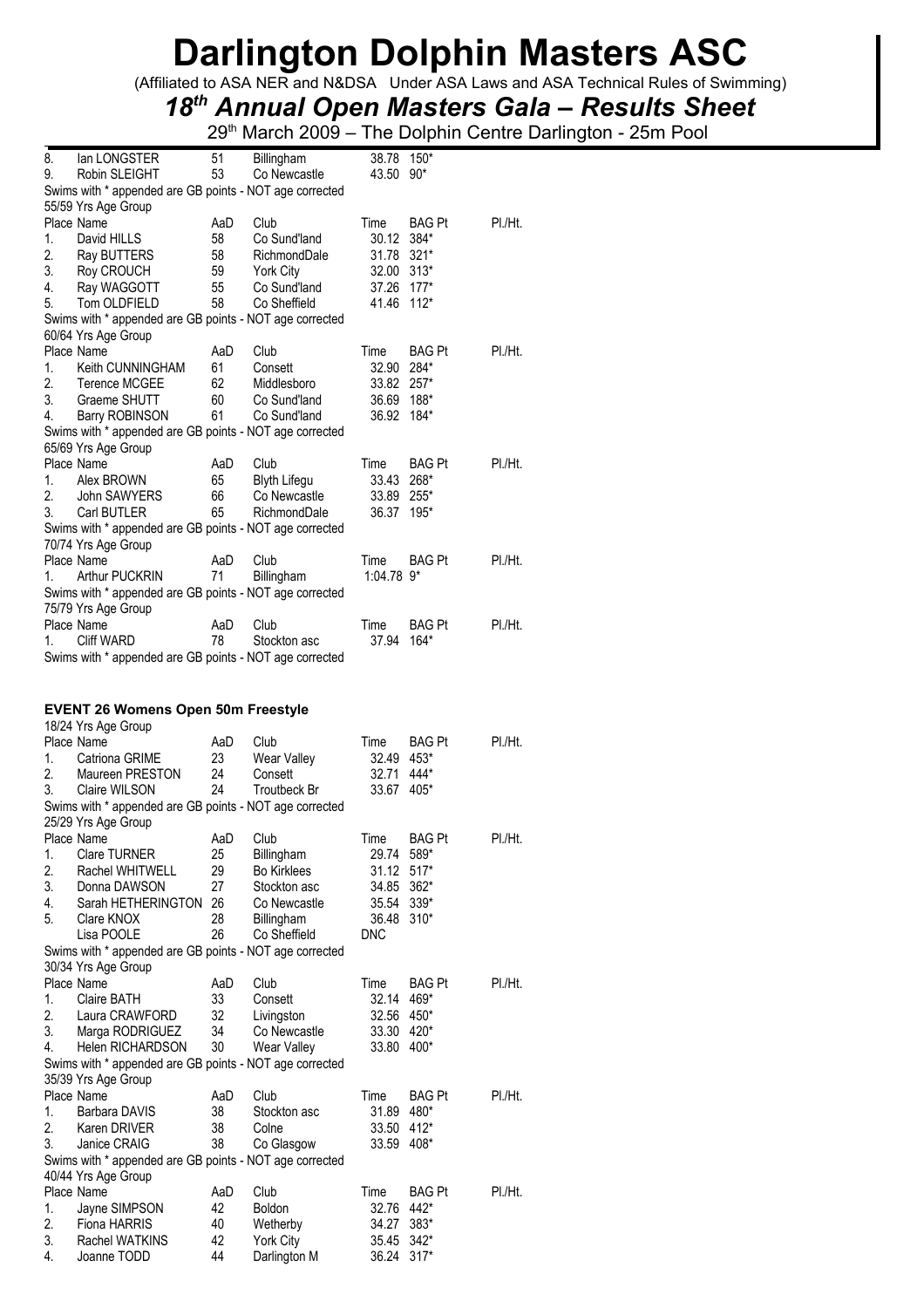# Darlington Dolphin Masters ASC

(Affiliated to ASA NER and N&DSA Under ASA Laws and ASA Technical Rules of Swimming)

## *18th Annual Open Masters Gala – Results Sheet*

29th March 2009 – The Dolphin Centre Darlington - 25m Pool

| Place | Name | AaD | Club | Time | BAG Pt | Pl./Ht. |
|---|---|---|---|---|---|---|
| 8. | Ian LONGSTER | 51 | Billingham | 38.78 | 150* | |
| 9. | Robin SLEIGHT | 53 | Co Newcastle | 43.50 | 90* | |

Swims with * appended are GB points - NOT age corrected

55/59 Yrs Age Group

| Place | Name | AaD | Club | Time | BAG Pt | Pl./Ht. |
|---|---|---|---|---|---|---|
| 1. | David HILLS | 58 | Co Sund'land | 30.12 | 384* | |
| 2. | Ray BUTTERS | 58 | RichmondDale | 31.78 | 321* | |
| 3. | Roy CROUCH | 59 | York City | 32.00 | 313* | |
| 4. | Ray WAGGOTT | 55 | Co Sund'land | 37.26 | 177* | |
| 5. | Tom OLDFIELD | 58 | Co Sheffield | 41.46 | 112* | |

Swims with * appended are GB points - NOT age corrected

60/64 Yrs Age Group

| Place | Name | AaD | Club | Time | BAG Pt | Pl./Ht. |
|---|---|---|---|---|---|---|
| 1. | Keith CUNNINGHAM | 61 | Consett | 32.90 | 284* | |
| 2. | Terence MCGEE | 62 | Middlesboro | 33.82 | 257* | |
| 3. | Graeme SHUTT | 60 | Co Sund'land | 36.69 | 188* | |
| 4. | Barry ROBINSON | 61 | Co Sund'land | 36.92 | 184* | |

Swims with * appended are GB points - NOT age corrected

65/69 Yrs Age Group

| Place | Name | AaD | Club | Time | BAG Pt | Pl./Ht. |
|---|---|---|---|---|---|---|
| 1. | Alex BROWN | 65 | Blyth Lifegu | 33.43 | 268* | |
| 2. | John SAWYERS | 66 | Co Newcastle | 33.89 | 255* | |
| 3. | Carl BUTLER | 65 | RichmondDale | 36.37 | 195* | |

Swims with * appended are GB points - NOT age corrected

70/74 Yrs Age Group

| Place | Name | AaD | Club | Time | BAG Pt | Pl./Ht. |
|---|---|---|---|---|---|---|
| 1. | Arthur PUCKRIN | 71 | Billingham | 1:04.78 | 9* | |

Swims with * appended are GB points - NOT age corrected

75/79 Yrs Age Group

| Place | Name | AaD | Club | Time | BAG Pt | Pl./Ht. |
|---|---|---|---|---|---|---|
| 1. | Cliff WARD | 78 | Stockton asc | 37.94 | 164* | |

Swims with * appended are GB points - NOT age corrected

### EVENT 26 Womens Open 50m Freestyle

18/24 Yrs Age Group

| Place | Name | AaD | Club | Time | BAG Pt | Pl./Ht. |
|---|---|---|---|---|---|---|
| 1. | Catriona GRIME | 23 | Wear Valley | 32.49 | 453* | |
| 2. | Maureen PRESTON | 24 | Consett | 32.71 | 444* | |
| 3. | Claire WILSON | 24 | Troutbeck Br | 33.67 | 405* | |

Swims with * appended are GB points - NOT age corrected

25/29 Yrs Age Group

| Place | Name | AaD | Club | Time | BAG Pt | Pl./Ht. |
|---|---|---|---|---|---|---|
| 1. | Clare TURNER | 25 | Billingham | 29.74 | 589* | |
| 2. | Rachel WHITWELL | 29 | Bo Kirklees | 31.12 | 517* | |
| 3. | Donna DAWSON | 27 | Stockton asc | 34.85 | 362* | |
| 4. | Sarah HETHERINGTON | 26 | Co Newcastle | 35.54 | 339* | |
| 5. | Clare KNOX | 28 | Billingham | 36.48 | 310* | |
| | Lisa POOLE | 26 | Co Sheffield | DNC | | |

Swims with * appended are GB points - NOT age corrected

30/34 Yrs Age Group

| Place | Name | AaD | Club | Time | BAG Pt | Pl./Ht. |
|---|---|---|---|---|---|---|
| 1. | Claire BATH | 33 | Consett | 32.14 | 469* | |
| 2. | Laura CRAWFORD | 32 | Livingston | 32.56 | 450* | |
| 3. | Marga RODRIGUEZ | 34 | Co Newcastle | 33.30 | 420* | |
| 4. | Helen RICHARDSON | 30 | Wear Valley | 33.80 | 400* | |

Swims with * appended are GB points - NOT age corrected

35/39 Yrs Age Group

| Place | Name | AaD | Club | Time | BAG Pt | Pl./Ht. |
|---|---|---|---|---|---|---|
| 1. | Barbara DAVIS | 38 | Stockton asc | 31.89 | 480* | |
| 2. | Karen DRIVER | 38 | Colne | 33.50 | 412* | |
| 3. | Janice CRAIG | 38 | Co Glasgow | 33.59 | 408* | |

Swims with * appended are GB points - NOT age corrected

40/44 Yrs Age Group

| Place | Name | AaD | Club | Time | BAG Pt | Pl./Ht. |
|---|---|---|---|---|---|---|
| 1. | Jayne SIMPSON | 42 | Boldon | 32.76 | 442* | |
| 2. | Fiona HARRIS | 40 | Wetherby | 34.27 | 383* | |
| 3. | Rachel WATKINS | 42 | York City | 35.45 | 342* | |
| 4. | Joanne TODD | 44 | Darlington M | 36.24 | 317* | |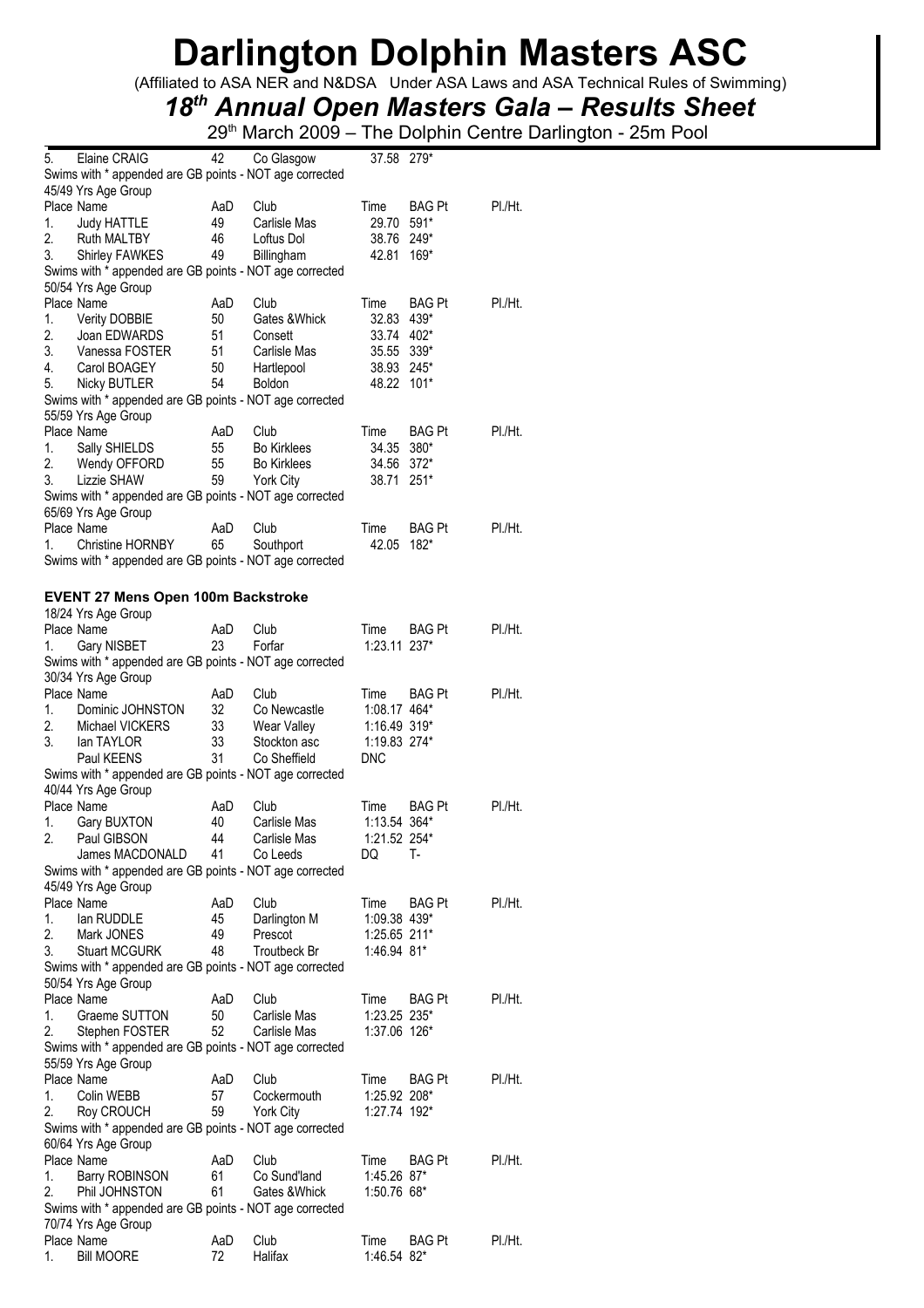# Darlington Dolphin Masters ASC

(Affiliated to ASA NER and N&DSA Under ASA Laws and ASA Technical Rules of Swimming)

## *18th Annual Open Masters Gala – Results Sheet*

29th March 2009 – The Dolphin Centre Darlington - 25m Pool

| Place | Name | AaD | Club | Time | BAG Pt | Pl./Ht. |
|---|---|---|---|---|---|---|
| 5. | Elaine CRAIG | 42 | Co Glasgow | 37.58 | 279* | |

Swims with * appended are GB points - NOT age corrected

45/49 Yrs Age Group

| Place | Name | AaD | Club | Time | BAG Pt | Pl./Ht. |
|---|---|---|---|---|---|---|
| 1. | Judy HATTLE | 49 | Carlisle Mas | 29.70 | 591* | |
| 2. | Ruth MALTBY | 46 | Loftus Dol | 38.76 | 249* | |
| 3. | Shirley FAWKES | 49 | Billingham | 42.81 | 169* | |

Swims with * appended are GB points - NOT age corrected

50/54 Yrs Age Group

| Place | Name | AaD | Club | Time | BAG Pt | Pl./Ht. |
|---|---|---|---|---|---|---|
| 1. | Verity DOBBIE | 50 | Gates &Whick | 32.83 | 439* | |
| 2. | Joan EDWARDS | 51 | Consett | 33.74 | 402* | |
| 3. | Vanessa FOSTER | 51 | Carlisle Mas | 35.55 | 339* | |
| 4. | Carol BOAGEY | 50 | Hartlepool | 38.93 | 245* | |
| 5. | Nicky BUTLER | 54 | Boldon | 48.22 | 101* | |

Swims with * appended are GB points - NOT age corrected

55/59 Yrs Age Group

| Place | Name | AaD | Club | Time | BAG Pt | Pl./Ht. |
|---|---|---|---|---|---|---|
| 1. | Sally SHIELDS | 55 | Bo Kirklees | 34.35 | 380* | |
| 2. | Wendy OFFORD | 55 | Bo Kirklees | 34.56 | 372* | |
| 3. | Lizzie SHAW | 59 | York City | 38.71 | 251* | |

Swims with * appended are GB points - NOT age corrected

65/69 Yrs Age Group

| Place | Name | AaD | Club | Time | BAG Pt | Pl./Ht. |
|---|---|---|---|---|---|---|
| 1. | Christine HORNBY | 65 | Southport | 42.05 | 182* | |

Swims with * appended are GB points - NOT age corrected

### EVENT 27 Mens Open 100m Backstroke

18/24 Yrs Age Group

| Place | Name | AaD | Club | Time | BAG Pt | Pl./Ht. |
|---|---|---|---|---|---|---|
| 1. | Gary NISBET | 23 | Forfar | 1:23.11 | 237* | |

Swims with * appended are GB points - NOT age corrected

30/34 Yrs Age Group

| Place | Name | AaD | Club | Time | BAG Pt | Pl./Ht. |
|---|---|---|---|---|---|---|
| 1. | Dominic JOHNSTON | 32 | Co Newcastle | 1:08.17 | 464* | |
| 2. | Michael VICKERS | 33 | Wear Valley | 1:16.49 | 319* | |
| 3. | Ian TAYLOR | 33 | Stockton asc | 1:19.83 | 274* | |
| | Paul KEENS | 31 | Co Sheffield | DNC | | |

Swims with * appended are GB points - NOT age corrected

40/44 Yrs Age Group

| Place | Name | AaD | Club | Time | BAG Pt | Pl./Ht. |
|---|---|---|---|---|---|---|
| 1. | Gary BUXTON | 40 | Carlisle Mas | 1:13.54 | 364* | |
| 2. | Paul GIBSON | 44 | Carlisle Mas | 1:21.52 | 254* | |
| | James MACDONALD | 41 | Co Leeds | DQ | T- | |

Swims with * appended are GB points - NOT age corrected

45/49 Yrs Age Group

| Place | Name | AaD | Club | Time | BAG Pt | Pl./Ht. |
|---|---|---|---|---|---|---|
| 1. | Ian RUDDLE | 45 | Darlington M | 1:09.38 | 439* | |
| 2. | Mark JONES | 49 | Prescot | 1:25.65 | 211* | |
| 3. | Stuart MCGURK | 48 | Troutbeck Br | 1:46.94 | 81* | |

Swims with * appended are GB points - NOT age corrected

50/54 Yrs Age Group

| Place | Name | AaD | Club | Time | BAG Pt | Pl./Ht. |
|---|---|---|---|---|---|---|
| 1. | Graeme SUTTON | 50 | Carlisle Mas | 1:23.25 | 235* | |
| 2. | Stephen FOSTER | 52 | Carlisle Mas | 1:37.06 | 126* | |

Swims with * appended are GB points - NOT age corrected

55/59 Yrs Age Group

| Place | Name | AaD | Club | Time | BAG Pt | Pl./Ht. |
|---|---|---|---|---|---|---|
| 1. | Colin WEBB | 57 | Cockermouth | 1:25.92 | 208* | |
| 2. | Roy CROUCH | 59 | York City | 1:27.74 | 192* | |

Swims with * appended are GB points - NOT age corrected

60/64 Yrs Age Group

| Place | Name | AaD | Club | Time | BAG Pt | Pl./Ht. |
|---|---|---|---|---|---|---|
| 1. | Barry ROBINSON | 61 | Co Sund'land | 1:45.26 | 87* | |
| 2. | Phil JOHNSTON | 61 | Gates &Whick | 1:50.76 | 68* | |

Swims with * appended are GB points - NOT age corrected

70/74 Yrs Age Group

| Place | Name | AaD | Club | Time | BAG Pt | Pl./Ht. |
|---|---|---|---|---|---|---|
| 1. | Bill MOORE | 72 | Halifax | 1:46.54 | 82* | |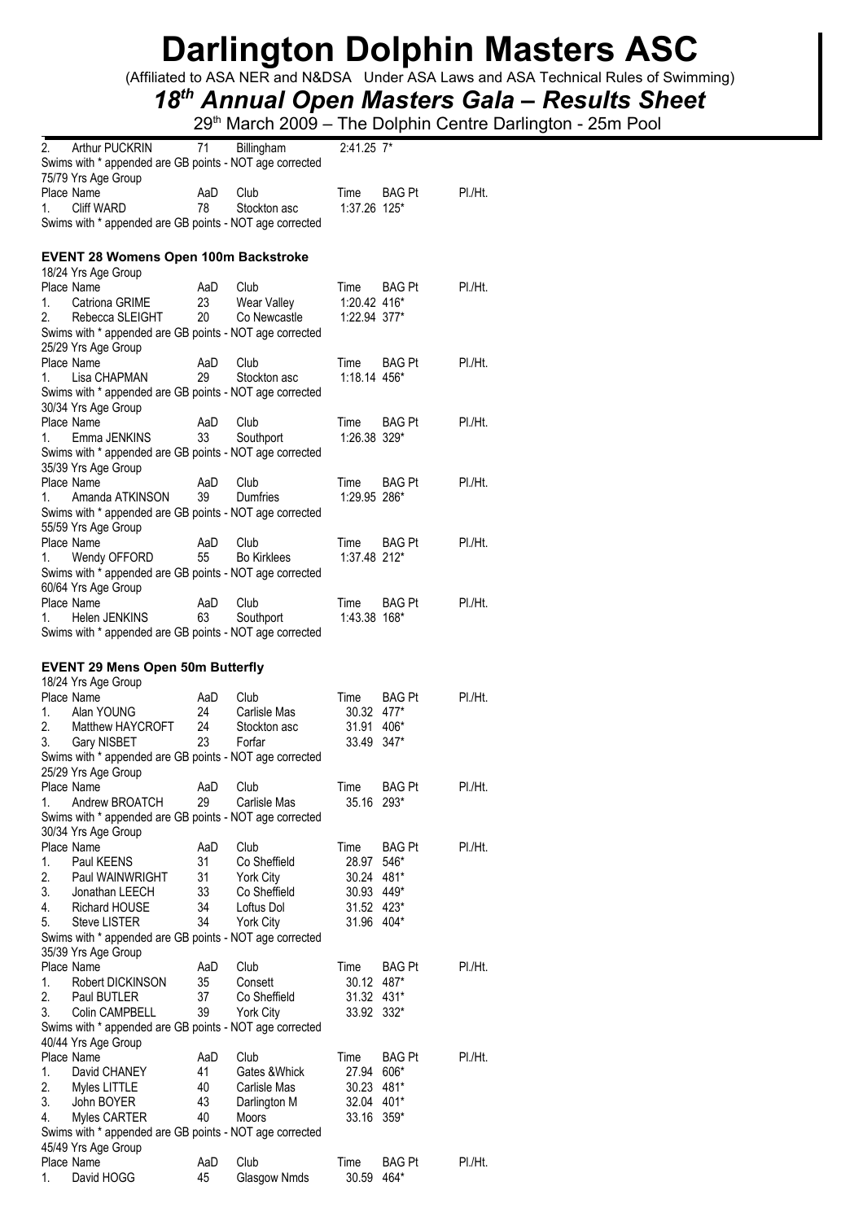# Darlington Dolphin Masters ASC

(Affiliated to ASA NER and N&DSA Under ASA Laws and ASA Technical Rules of Swimming)

## *18th Annual Open Masters Gala – Results Sheet*

29th March 2009 – The Dolphin Centre Darlington - 25m Pool

| Place | Name | AaD | Club | Time | BAG Pt | Pl./Ht. |
|---|---|---|---|---|---|---|
| 2. | Arthur PUCKRIN | 71 | Billingham | 2:41.25 | 7* | |

Swims with * appended are GB points - NOT age corrected

75/79 Yrs Age Group

| Place | Name | AaD | Club | Time | BAG Pt | Pl./Ht. |
|---|---|---|---|---|---|---|
| 1. | Cliff WARD | 78 | Stockton asc | 1:37.26 | 125* | |

Swims with * appended are GB points - NOT age corrected

### EVENT 28 Womens Open 100m Backstroke

18/24 Yrs Age Group

| Place | Name | AaD | Club | Time | BAG Pt | Pl./Ht. |
|---|---|---|---|---|---|---|
| 1. | Catriona GRIME | 23 | Wear Valley | 1:20.42 | 416* | |
| 2. | Rebecca SLEIGHT | 20 | Co Newcastle | 1:22.94 | 377* | |

Swims with * appended are GB points - NOT age corrected

25/29 Yrs Age Group

| Place | Name | AaD | Club | Time | BAG Pt | Pl./Ht. |
|---|---|---|---|---|---|---|
| 1. | Lisa CHAPMAN | 29 | Stockton asc | 1:18.14 | 456* | |

Swims with * appended are GB points - NOT age corrected

30/34 Yrs Age Group

| Place | Name | AaD | Club | Time | BAG Pt | Pl./Ht. |
|---|---|---|---|---|---|---|
| 1. | Emma JENKINS | 33 | Southport | 1:26.38 | 329* | |

Swims with * appended are GB points - NOT age corrected

35/39 Yrs Age Group

| Place | Name | AaD | Club | Time | BAG Pt | Pl./Ht. |
|---|---|---|---|---|---|---|
| 1. | Amanda ATKINSON | 39 | Dumfries | 1:29.95 | 286* | |

Swims with * appended are GB points - NOT age corrected

55/59 Yrs Age Group

| Place | Name | AaD | Club | Time | BAG Pt | Pl./Ht. |
|---|---|---|---|---|---|---|
| 1. | Wendy OFFORD | 55 | Bo Kirklees | 1:37.48 | 212* | |

Swims with * appended are GB points - NOT age corrected

60/64 Yrs Age Group

| Place | Name | AaD | Club | Time | BAG Pt | Pl./Ht. |
|---|---|---|---|---|---|---|
| 1. | Helen JENKINS | 63 | Southport | 1:43.38 | 168* | |

Swims with * appended are GB points - NOT age corrected

### EVENT 29 Mens Open 50m Butterfly

18/24 Yrs Age Group

| Place | Name | AaD | Club | Time | BAG Pt | Pl./Ht. |
|---|---|---|---|---|---|---|
| 1. | Alan YOUNG | 24 | Carlisle Mas | 30.32 | 477* | |
| 2. | Matthew HAYCROFT | 24 | Stockton asc | 31.91 | 406* | |
| 3. | Gary NISBET | 23 | Forfar | 33.49 | 347* | |

Swims with * appended are GB points - NOT age corrected

25/29 Yrs Age Group

| Place | Name | AaD | Club | Time | BAG Pt | Pl./Ht. |
|---|---|---|---|---|---|---|
| 1. | Andrew BROATCH | 29 | Carlisle Mas | 35.16 | 293* | |

Swims with * appended are GB points - NOT age corrected

30/34 Yrs Age Group

| Place | Name | AaD | Club | Time | BAG Pt | Pl./Ht. |
|---|---|---|---|---|---|---|
| 1. | Paul KEENS | 31 | Co Sheffield | 28.97 | 546* | |
| 2. | Paul WAINWRIGHT | 31 | York City | 30.24 | 481* | |
| 3. | Jonathan LEECH | 33 | Co Sheffield | 30.93 | 449* | |
| 4. | Richard HOUSE | 34 | Loftus Dol | 31.52 | 423* | |
| 5. | Steve LISTER | 34 | York City | 31.96 | 404* | |

Swims with * appended are GB points - NOT age corrected

35/39 Yrs Age Group

| Place | Name | AaD | Club | Time | BAG Pt | Pl./Ht. |
|---|---|---|---|---|---|---|
| 1. | Robert DICKINSON | 35 | Consett | 30.12 | 487* | |
| 2. | Paul BUTLER | 37 | Co Sheffield | 31.32 | 431* | |
| 3. | Colin CAMPBELL | 39 | York City | 33.92 | 332* | |

Swims with * appended are GB points - NOT age corrected

40/44 Yrs Age Group

| Place | Name | AaD | Club | Time | BAG Pt | Pl./Ht. |
|---|---|---|---|---|---|---|
| 1. | David CHANEY | 41 | Gates &Whick | 27.94 | 606* | |
| 2. | Myles LITTLE | 40 | Carlisle Mas | 30.23 | 481* | |
| 3. | John BOYER | 43 | Darlington M | 32.04 | 401* | |
| 4. | Myles CARTER | 40 | Moors | 33.16 | 359* | |

Swims with * appended are GB points - NOT age corrected

45/49 Yrs Age Group

| Place | Name | AaD | Club | Time | BAG Pt | Pl./Ht. |
|---|---|---|---|---|---|---|
| 1. | David HOGG | 45 | Glasgow Nmds | 30.59 | 464* | |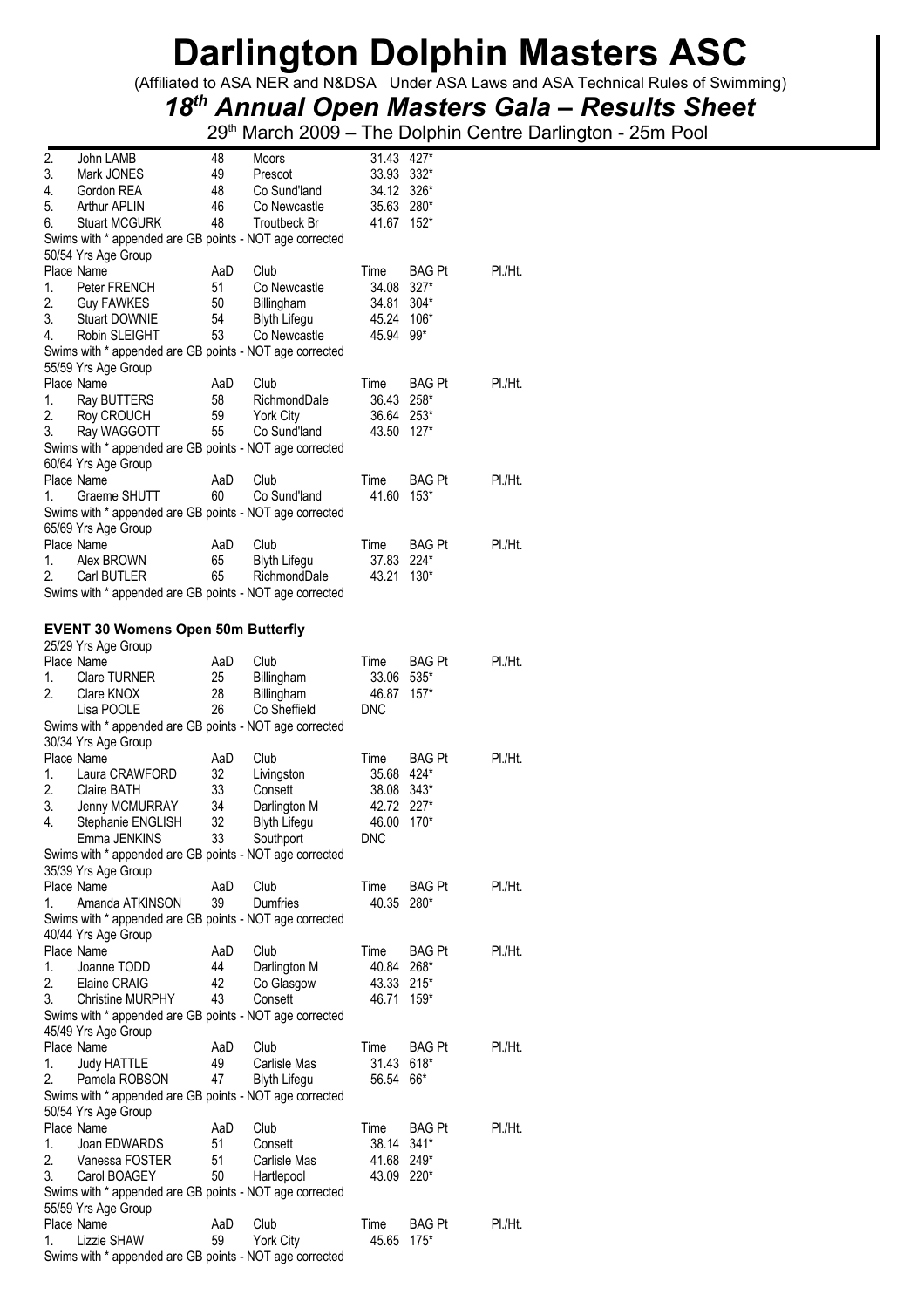# Darlington Dolphin Masters ASC

(Affiliated to ASA NER and N&DSA Under ASA Laws and ASA Technical Rules of Swimming)

## *18th Annual Open Masters Gala – Results Sheet*

29th March 2009 – The Dolphin Centre Darlington - 25m Pool

| Place | Name | AaD | Club | Time | BAG Pt | Pl./Ht. |
|---|---|---|---|---|---|---|
| 2. | John LAMB | 48 | Moors | 31.43 | 427* | |
| 3. | Mark JONES | 49 | Prescot | 33.93 | 332* | |
| 4. | Gordon REA | 48 | Co Sund'land | 34.12 | 326* | |
| 5. | Arthur APLIN | 46 | Co Newcastle | 35.63 | 280* | |
| 6. | Stuart MCGURK | 48 | Troutbeck Br | 41.67 | 152* | |

Swims with * appended are GB points - NOT age corrected

50/54 Yrs Age Group

| Place | Name | AaD | Club | Time | BAG Pt | Pl./Ht. |
|---|---|---|---|---|---|---|
| 1. | Peter FRENCH | 51 | Co Newcastle | 34.08 | 327* | |
| 2. | Guy FAWKES | 50 | Billingham | 34.81 | 304* | |
| 3. | Stuart DOWNIE | 54 | Blyth Lifegu | 45.24 | 106* | |
| 4. | Robin SLEIGHT | 53 | Co Newcastle | 45.94 | 99* | |

Swims with * appended are GB points - NOT age corrected

55/59 Yrs Age Group

| Place | Name | AaD | Club | Time | BAG Pt | Pl./Ht. |
|---|---|---|---|---|---|---|
| 1. | Ray BUTTERS | 58 | RichmondDale | 36.43 | 258* | |
| 2. | Roy CROUCH | 59 | York City | 36.64 | 253* | |
| 3. | Ray WAGGOTT | 55 | Co Sund'land | 43.50 | 127* | |

Swims with * appended are GB points - NOT age corrected

60/64 Yrs Age Group

| Place | Name | AaD | Club | Time | BAG Pt | Pl./Ht. |
|---|---|---|---|---|---|---|
| 1. | Graeme SHUTT | 60 | Co Sund'land | 41.60 | 153* | |

Swims with * appended are GB points - NOT age corrected

65/69 Yrs Age Group

| Place | Name | AaD | Club | Time | BAG Pt | Pl./Ht. |
|---|---|---|---|---|---|---|
| 1. | Alex BROWN | 65 | Blyth Lifegu | 37.83 | 224* | |
| 2. | Carl BUTLER | 65 | RichmondDale | 43.21 | 130* | |

Swims with * appended are GB points - NOT age corrected

### EVENT 30 Womens Open 50m Butterfly

25/29 Yrs Age Group

| Place | Name | AaD | Club | Time | BAG Pt | Pl./Ht. |
|---|---|---|---|---|---|---|
| 1. | Clare TURNER | 25 | Billingham | 33.06 | 535* | |
| 2. | Clare KNOX | 28 | Billingham | 46.87 | 157* | |
| | Lisa POOLE | 26 | Co Sheffield | DNC | | |

Swims with * appended are GB points - NOT age corrected

30/34 Yrs Age Group

| Place | Name | AaD | Club | Time | BAG Pt | Pl./Ht. |
|---|---|---|---|---|---|---|
| 1. | Laura CRAWFORD | 32 | Livingston | 35.68 | 424* | |
| 2. | Claire BATH | 33 | Consett | 38.08 | 343* | |
| 3. | Jenny MCMURRAY | 34 | Darlington M | 42.72 | 227* | |
| 4. | Stephanie ENGLISH | 32 | Blyth Lifegu | 46.00 | 170* | |
| | Emma JENKINS | 33 | Southport | DNC | | |

Swims with * appended are GB points - NOT age corrected

35/39 Yrs Age Group

| Place | Name | AaD | Club | Time | BAG Pt | Pl./Ht. |
|---|---|---|---|---|---|---|
| 1. | Amanda ATKINSON | 39 | Dumfries | 40.35 | 280* | |

Swims with * appended are GB points - NOT age corrected

40/44 Yrs Age Group

| Place | Name | AaD | Club | Time | BAG Pt | Pl./Ht. |
|---|---|---|---|---|---|---|
| 1. | Joanne TODD | 44 | Darlington M | 40.84 | 268* | |
| 2. | Elaine CRAIG | 42 | Co Glasgow | 43.33 | 215* | |
| 3. | Christine MURPHY | 43 | Consett | 46.71 | 159* | |

Swims with * appended are GB points - NOT age corrected

45/49 Yrs Age Group

| Place | Name | AaD | Club | Time | BAG Pt | Pl./Ht. |
|---|---|---|---|---|---|---|
| 1. | Judy HATTLE | 49 | Carlisle Mas | 31.43 | 618* | |
| 2. | Pamela ROBSON | 47 | Blyth Lifegu | 56.54 | 66* | |

Swims with * appended are GB points - NOT age corrected

50/54 Yrs Age Group

| Place | Name | AaD | Club | Time | BAG Pt | Pl./Ht. |
|---|---|---|---|---|---|---|
| 1. | Joan EDWARDS | 51 | Consett | 38.14 | 341* | |
| 2. | Vanessa FOSTER | 51 | Carlisle Mas | 41.68 | 249* | |
| 3. | Carol BOAGEY | 50 | Hartlepool | 43.09 | 220* | |

Swims with * appended are GB points - NOT age corrected

55/59 Yrs Age Group

| Place | Name | AaD | Club | Time | BAG Pt | Pl./Ht. |
|---|---|---|---|---|---|---|
| 1. | Lizzie SHAW | 59 | York City | 45.65 | 175* | |

Swims with * appended are GB points - NOT age corrected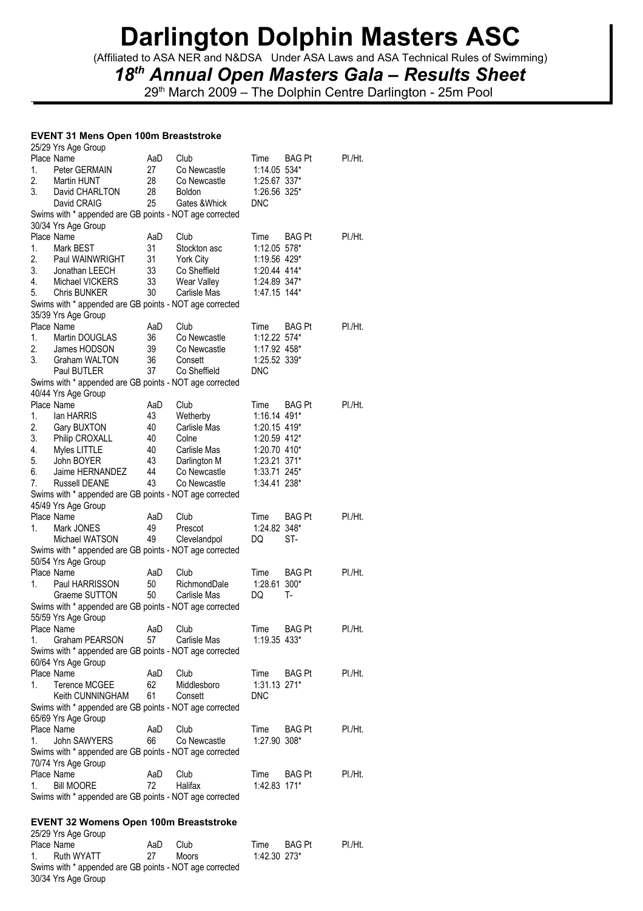# Darlington Dolphin Masters ASC

(Affiliated to ASA NER and N&DSA Under ASA Laws and ASA Technical Rules of Swimming)

## *18th Annual Open Masters Gala – Results Sheet*

29th March 2009 – The Dolphin Centre Darlington - 25m Pool

### EVENT 31 Mens Open 100m Breaststroke

25/29 Yrs Age Group

| Place | Name | AaD | Club | Time | BAG Pt | Pl./Ht. |
|---|---|---|---|---|---|---|
| 1. | Peter GERMAIN | 27 | Co Newcastle | 1:14.05 | 534* | |
| 2. | Martin HUNT | 28 | Co Newcastle | 1:25.67 | 337* | |
| 3. | David CHARLTON | 28 | Boldon | 1:26.56 | 325* | |
| | David CRAIG | 25 | Gates &Whick | DNC | | |

Swims with * appended are GB points - NOT age corrected

30/34 Yrs Age Group

| Place | Name | AaD | Club | Time | BAG Pt | Pl./Ht. |
|---|---|---|---|---|---|---|
| 1. | Mark BEST | 31 | Stockton asc | 1:12.05 | 578* | |
| 2. | Paul WAINWRIGHT | 31 | York City | 1:19.56 | 429* | |
| 3. | Jonathan LEECH | 33 | Co Sheffield | 1:20.44 | 414* | |
| 4. | Michael VICKERS | 33 | Wear Valley | 1:24.89 | 347* | |
| 5. | Chris BUNKER | 30 | Carlisle Mas | 1:47.15 | 144* | |

Swims with * appended are GB points - NOT age corrected

35/39 Yrs Age Group

| Place | Name | AaD | Club | Time | BAG Pt | Pl./Ht. |
|---|---|---|---|---|---|---|
| 1. | Martin DOUGLAS | 36 | Co Newcastle | 1:12.22 | 574* | |
| 2. | James HODSON | 39 | Co Newcastle | 1:17.92 | 458* | |
| 3. | Graham WALTON | 36 | Consett | 1:25.52 | 339* | |
| | Paul BUTLER | 37 | Co Sheffield | DNC | | |

Swims with * appended are GB points - NOT age corrected

40/44 Yrs Age Group

| Place | Name | AaD | Club | Time | BAG Pt | Pl./Ht. |
|---|---|---|---|---|---|---|
| 1. | Ian HARRIS | 43 | Wetherby | 1:16.14 | 491* | |
| 2. | Gary BUXTON | 40 | Carlisle Mas | 1:20.15 | 419* | |
| 3. | Philip CROXALL | 40 | Colne | 1:20.59 | 412* | |
| 4. | Myles LITTLE | 40 | Carlisle Mas | 1:20.70 | 410* | |
| 5. | John BOYER | 43 | Darlington M | 1:23.21 | 371* | |
| 6. | Jaime HERNANDEZ | 44 | Co Newcastle | 1:33.71 | 245* | |
| 7. | Russell DEANE | 43 | Co Newcastle | 1:34.41 | 238* | |

Swims with * appended are GB points - NOT age corrected

45/49 Yrs Age Group

| Place | Name | AaD | Club | Time | BAG Pt | Pl./Ht. |
|---|---|---|---|---|---|---|
| 1. | Mark JONES | 49 | Prescot | 1:24.82 | 348* | |
| | Michael WATSON | 49 | Clevelandpol | DQ | ST- | |

Swims with * appended are GB points - NOT age corrected

50/54 Yrs Age Group

| Place | Name | AaD | Club | Time | BAG Pt | Pl./Ht. |
|---|---|---|---|---|---|---|
| 1. | Paul HARRISSON | 50 | RichmondDale | 1:28.61 | 300* | |
| | Graeme SUTTON | 50 | Carlisle Mas | DQ | T- | |

Swims with * appended are GB points - NOT age corrected

55/59 Yrs Age Group

| Place | Name | AaD | Club | Time | BAG Pt | Pl./Ht. |
|---|---|---|---|---|---|---|
| 1. | Graham PEARSON | 57 | Carlisle Mas | 1:19.35 | 433* | |

Swims with * appended are GB points - NOT age corrected

60/64 Yrs Age Group

| Place | Name | AaD | Club | Time | BAG Pt | Pl./Ht. |
|---|---|---|---|---|---|---|
| 1. | Terence MCGEE | 62 | Middlesboro | 1:31.13 | 271* | |
| | Keith CUNNINGHAM | 61 | Consett | DNC | | |

Swims with * appended are GB points - NOT age corrected

65/69 Yrs Age Group

| Place | Name | AaD | Club | Time | BAG Pt | Pl./Ht. |
|---|---|---|---|---|---|---|
| 1. | John SAWYERS | 66 | Co Newcastle | 1:27.90 | 308* | |

Swims with * appended are GB points - NOT age corrected

70/74 Yrs Age Group

| Place | Name | AaD | Club | Time | BAG Pt | Pl./Ht. |
|---|---|---|---|---|---|---|
| 1. | Bill MOORE | 72 | Halifax | 1:42.83 | 171* | |

Swims with * appended are GB points - NOT age corrected

### EVENT 32 Womens Open 100m Breaststroke

25/29 Yrs Age Group

| Place | Name | AaD | Club | Time | BAG Pt | Pl./Ht. |
|---|---|---|---|---|---|---|
| 1. | Ruth WYATT | 27 | Moors | 1:42.30 | 273* | |

Swims with * appended are GB points - NOT age corrected

30/34 Yrs Age Group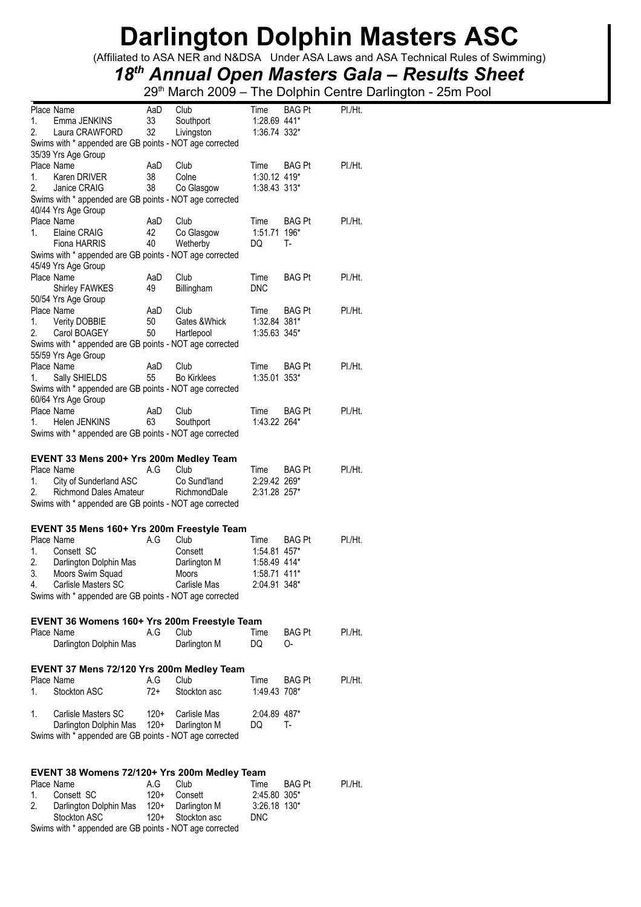# Darlington Dolphin Masters ASC

(Affiliated to ASA NER and N&DSA Under ASA Laws and ASA Technical Rules of Swimming)

## *18th Annual Open Masters Gala – Results Sheet*

29th March 2009 – The Dolphin Centre Darlington - 25m Pool

| Place | Name | AaD | Club | Time | BAG Pt | Pl./Ht. |
|---|---|---|---|---|---|---|
| 1. | Emma JENKINS | 33 | Southport | 1:28.69 | 441* | |
| 2. | Laura CRAWFORD | 32 | Livingston | 1:36.74 | 332* | |

Swims with * appended are GB points - NOT age corrected

35/39 Yrs Age Group

| Place | Name | AaD | Club | Time | BAG Pt | Pl./Ht. |
|---|---|---|---|---|---|---|
| 1. | Karen DRIVER | 38 | Colne | 1:30.12 | 419* | |
| 2. | Janice CRAIG | 38 | Co Glasgow | 1:38.43 | 313* | |

Swims with * appended are GB points - NOT age corrected

40/44 Yrs Age Group

| Place | Name | AaD | Club | Time | BAG Pt | Pl./Ht. |
|---|---|---|---|---|---|---|
| 1. | Elaine CRAIG | 42 | Co Glasgow | 1:51.71 | 196* | |
| | Fiona HARRIS | 40 | Wetherby | DQ | T- | |

Swims with * appended are GB points - NOT age corrected

45/49 Yrs Age Group

| Place | Name | AaD | Club | Time | BAG Pt | Pl./Ht. |
|---|---|---|---|---|---|---|
| | Shirley FAWKES | 49 | Billingham | DNC | | |

50/54 Yrs Age Group

| Place | Name | AaD | Club | Time | BAG Pt | Pl./Ht. |
|---|---|---|---|---|---|---|
| 1. | Verity DOBBIE | 50 | Gates &Whick | 1:32.84 | 381* | |
| 2. | Carol BOAGEY | 50 | Hartlepool | 1:35.63 | 345* | |

Swims with * appended are GB points - NOT age corrected

55/59 Yrs Age Group

| Place | Name | AaD | Club | Time | BAG Pt | Pl./Ht. |
|---|---|---|---|---|---|---|
| 1. | Sally SHIELDS | 55 | Bo Kirklees | 1:35.01 | 353* | |

Swims with * appended are GB points - NOT age corrected

60/64 Yrs Age Group

| Place | Name | AaD | Club | Time | BAG Pt | Pl./Ht. |
|---|---|---|---|---|---|---|
| 1. | Helen JENKINS | 63 | Southport | 1:43.22 | 264* | |

Swims with * appended are GB points - NOT age corrected

### EVENT 33 Mens 200+ Yrs 200m Medley Team

| Place | Name | A.G | Club | Time | BAG Pt | Pl./Ht. |
|---|---|---|---|---|---|---|
| 1. | City of Sunderland ASC | | Co Sund'land | 2:29.42 | 269* | |
| 2. | Richmond Dales Amateur | | RichmondDale | 2:31.28 | 257* | |

Swims with * appended are GB points - NOT age corrected

### EVENT 35 Mens 160+ Yrs 200m Freestyle Team

| Place | Name | A.G | Club | Time | BAG Pt | Pl./Ht. |
|---|---|---|---|---|---|---|
| 1. | Consett SC | | Consett | 1:54.81 | 457* | |
| 2. | Darlington Dolphin Mas | | Darlington M | 1:58.49 | 414* | |
| 3. | Moors Swim Squad | | Moors | 1:58.71 | 411* | |
| 4. | Carlisle Masters SC | | Carlisle Mas | 2:04.91 | 348* | |

Swims with * appended are GB points - NOT age corrected

### EVENT 36 Womens 160+ Yrs 200m Freestyle Team

| Place | Name | A.G | Club | Time | BAG Pt | Pl./Ht. |
|---|---|---|---|---|---|---|
| | Darlington Dolphin Mas | | Darlington M | DQ | O- | |

### EVENT 37 Mens 72/120 Yrs 200m Medley Team

| Place | Name | A.G | Club | Time | BAG Pt | Pl./Ht. |
|---|---|---|---|---|---|---|
| 1. | Stockton ASC | 72+ | Stockton asc | 1:49.43 | 708* | |
| 1. | Carlisle Masters SC | 120+ | Carlisle Mas | 2:04.89 | 487* | |
| | Darlington Dolphin Mas | 120+ | Darlington M | DQ | T- | |

Swims with * appended are GB points - NOT age corrected

### EVENT 38 Womens 72/120+ Yrs 200m Medley Team

| Place | Name | A.G | Club | Time | BAG Pt | Pl./Ht. |
|---|---|---|---|---|---|---|
| 1. | Consett SC | 120+ | Consett | 2:45.80 | 305* | |
| 2. | Darlington Dolphin Mas | 120+ | Darlington M | 3:26.18 | 130* | |
| | Stockton ASC | 120+ | Stockton asc | DNC | | |

Swims with * appended are GB points - NOT age corrected